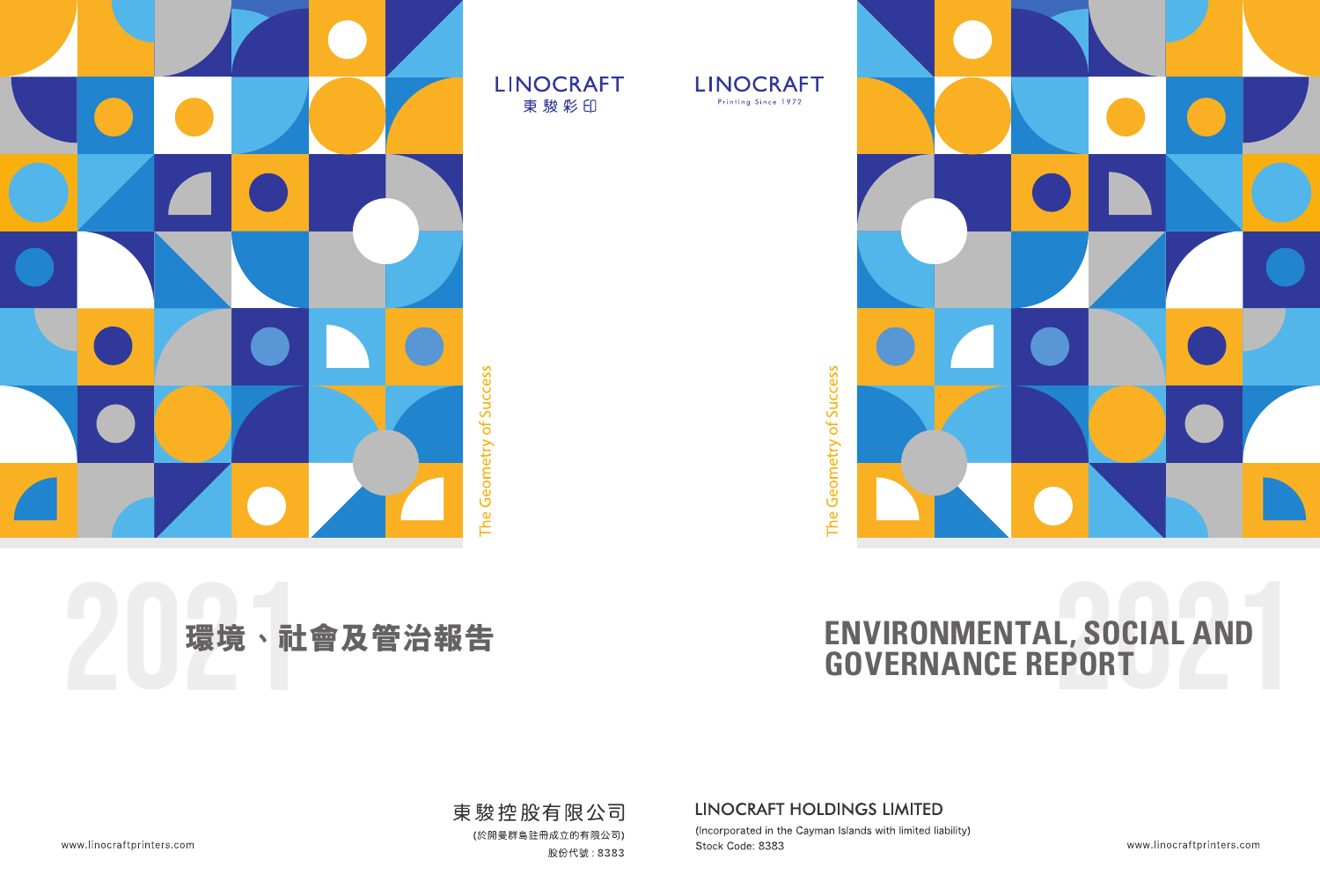LINOCRAFT
東駿彩印

The Geometry of Success

# 2021 環境、社會及管治報告

東駿控股有限公司
(於開曼群島註冊成立的有限公司)
股份代號：8383

www.linocraftprinters.com

LINOCRAFT
Printing Since 1972

The Geometry of Success

# 2021 ENVIRONMENTAL, SOCIAL AND GOVERNANCE REPORT

LINOCRAFT HOLDINGS LIMITED
(Incorporated in the Cayman Islands with limited liability)
Stock Code: 8383

www.linocraftprinters.com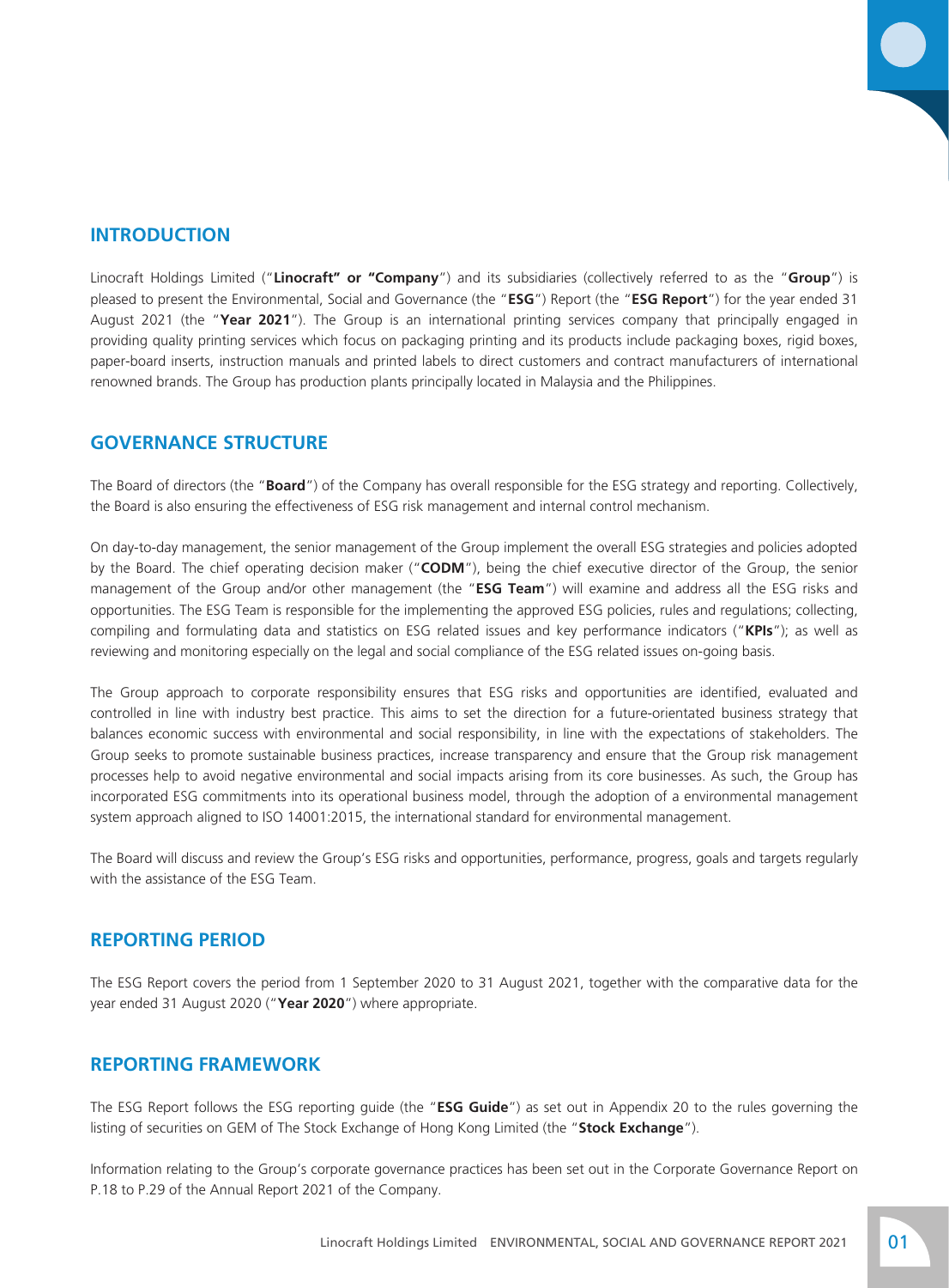## INTRODUCTION

Linocraft Holdings Limited ("**Linocraft" or "Company**") and its subsidiaries (collectively referred to as the "**Group**") is pleased to present the Environmental, Social and Governance (the "**ESG**") Report (the "**ESG Report**") for the year ended 31 August 2021 (the "**Year 2021**"). The Group is an international printing services company that principally engaged in providing quality printing services which focus on packaging printing and its products include packaging boxes, rigid boxes, paper-board inserts, instruction manuals and printed labels to direct customers and contract manufacturers of international renowned brands. The Group has production plants principally located in Malaysia and the Philippines.

## GOVERNANCE STRUCTURE

The Board of directors (the "**Board**") of the Company has overall responsible for the ESG strategy and reporting. Collectively, the Board is also ensuring the effectiveness of ESG risk management and internal control mechanism.

On day-to-day management, the senior management of the Group implement the overall ESG strategies and policies adopted by the Board. The chief operating decision maker ("**CODM**"), being the chief executive director of the Group, the senior management of the Group and/or other management (the "**ESG Team**") will examine and address all the ESG risks and opportunities. The ESG Team is responsible for the implementing the approved ESG policies, rules and regulations; collecting, compiling and formulating data and statistics on ESG related issues and key performance indicators ("**KPIs**"); as well as reviewing and monitoring especially on the legal and social compliance of the ESG related issues on-going basis.

The Group approach to corporate responsibility ensures that ESG risks and opportunities are identified, evaluated and controlled in line with industry best practice. This aims to set the direction for a future-orientated business strategy that balances economic success with environmental and social responsibility, in line with the expectations of stakeholders. The Group seeks to promote sustainable business practices, increase transparency and ensure that the Group risk management processes help to avoid negative environmental and social impacts arising from its core businesses. As such, the Group has incorporated ESG commitments into its operational business model, through the adoption of a environmental management system approach aligned to ISO 14001:2015, the international standard for environmental management.

The Board will discuss and review the Group's ESG risks and opportunities, performance, progress, goals and targets regularly with the assistance of the ESG Team.

## REPORTING PERIOD

The ESG Report covers the period from 1 September 2020 to 31 August 2021, together with the comparative data for the year ended 31 August 2020 ("**Year 2020**") where appropriate.

## REPORTING FRAMEWORK

The ESG Report follows the ESG reporting guide (the "**ESG Guide**") as set out in Appendix 20 to the rules governing the listing of securities on GEM of The Stock Exchange of Hong Kong Limited (the "**Stock Exchange**").

Information relating to the Group's corporate governance practices has been set out in the Corporate Governance Report on P.18 to P.29 of the Annual Report 2021 of the Company.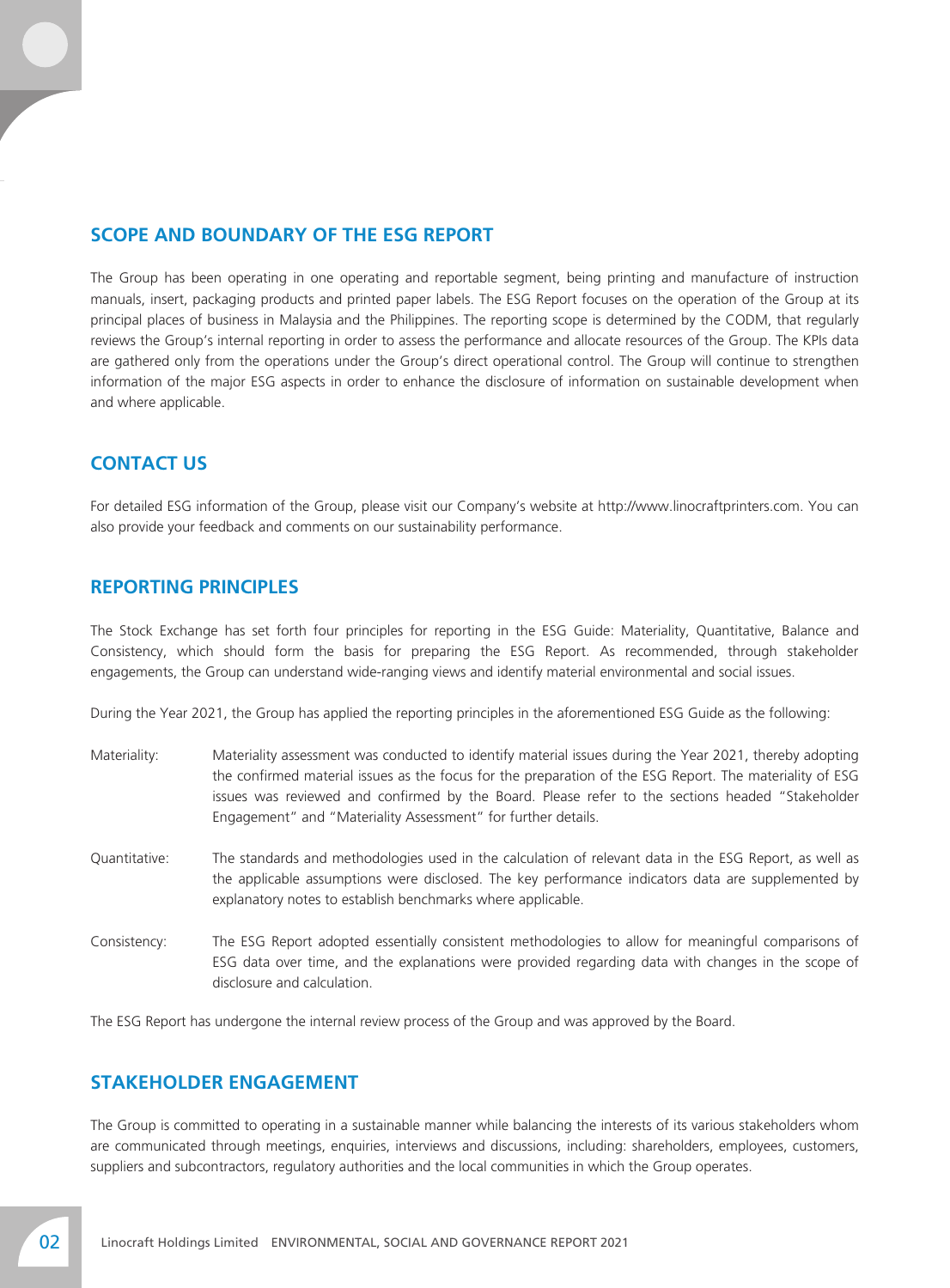## SCOPE AND BOUNDARY OF THE ESG REPORT

The Group has been operating in one operating and reportable segment, being printing and manufacture of instruction manuals, insert, packaging products and printed paper labels. The ESG Report focuses on the operation of the Group at its principal places of business in Malaysia and the Philippines. The reporting scope is determined by the CODM, that regularly reviews the Group's internal reporting in order to assess the performance and allocate resources of the Group. The KPIs data are gathered only from the operations under the Group's direct operational control. The Group will continue to strengthen information of the major ESG aspects in order to enhance the disclosure of information on sustainable development when and where applicable.

## CONTACT US

For detailed ESG information of the Group, please visit our Company's website at http://www.linocraftprinters.com. You can also provide your feedback and comments on our sustainability performance.

## REPORTING PRINCIPLES

The Stock Exchange has set forth four principles for reporting in the ESG Guide: Materiality, Quantitative, Balance and Consistency, which should form the basis for preparing the ESG Report. As recommended, through stakeholder engagements, the Group can understand wide-ranging views and identify material environmental and social issues.

During the Year 2021, the Group has applied the reporting principles in the aforementioned ESG Guide as the following:

Materiality: Materiality assessment was conducted to identify material issues during the Year 2021, thereby adopting the confirmed material issues as the focus for the preparation of the ESG Report. The materiality of ESG issues was reviewed and confirmed by the Board. Please refer to the sections headed "Stakeholder Engagement" and "Materiality Assessment" for further details.

Quantitative: The standards and methodologies used in the calculation of relevant data in the ESG Report, as well as the applicable assumptions were disclosed. The key performance indicators data are supplemented by explanatory notes to establish benchmarks where applicable.

Consistency: The ESG Report adopted essentially consistent methodologies to allow for meaningful comparisons of ESG data over time, and the explanations were provided regarding data with changes in the scope of disclosure and calculation.

The ESG Report has undergone the internal review process of the Group and was approved by the Board.

## STAKEHOLDER ENGAGEMENT

The Group is committed to operating in a sustainable manner while balancing the interests of its various stakeholders whom are communicated through meetings, enquiries, interviews and discussions, including: shareholders, employees, customers, suppliers and subcontractors, regulatory authorities and the local communities in which the Group operates.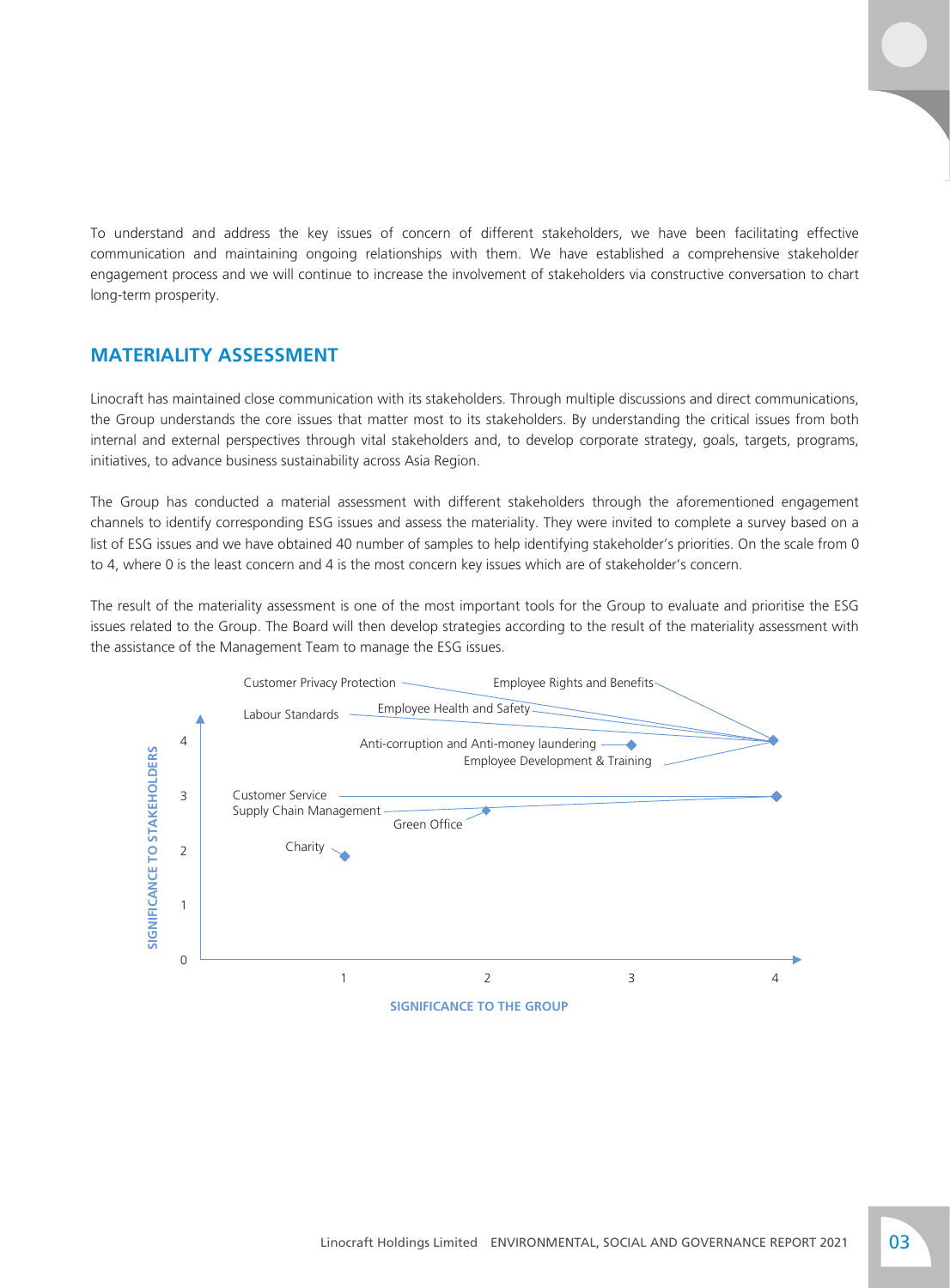To understand and address the key issues of concern of different stakeholders, we have been facilitating effective communication and maintaining ongoing relationships with them. We have established a comprehensive stakeholder engagement process and we will continue to increase the involvement of stakeholders via constructive conversation to chart long-term prosperity.

## MATERIALITY ASSESSMENT

Linocraft has maintained close communication with its stakeholders. Through multiple discussions and direct communications, the Group understands the core issues that matter most to its stakeholders. By understanding the critical issues from both internal and external perspectives through vital stakeholders and, to develop corporate strategy, goals, targets, programs, initiatives, to advance business sustainability across Asia Region.

The Group has conducted a material assessment with different stakeholders through the aforementioned engagement channels to identify corresponding ESG issues and assess the materiality. They were invited to complete a survey based on a list of ESG issues and we have obtained 40 number of samples to help identifying stakeholder's priorities. On the scale from 0 to 4, where 0 is the least concern and 4 is the most concern key issues which are of stakeholder's concern.

The result of the materiality assessment is one of the most important tools for the Group to evaluate and prioritise the ESG issues related to the Group. The Board will then develop strategies according to the result of the materiality assessment with the assistance of the Management Team to manage the ESG issues.

SIGNIFICANCE TO STAKEHOLDERS (0–4) / SIGNIFICANCE TO THE GROUP (1–4)

- Customer Privacy Protection
- Employee Rights and Benefits
- Labour Standards
- Employee Health and Safety
- Anti-corruption and Anti-money laundering
- Employee Development & Training
- Customer Service
- Supply Chain Management
- Green Office
- Charity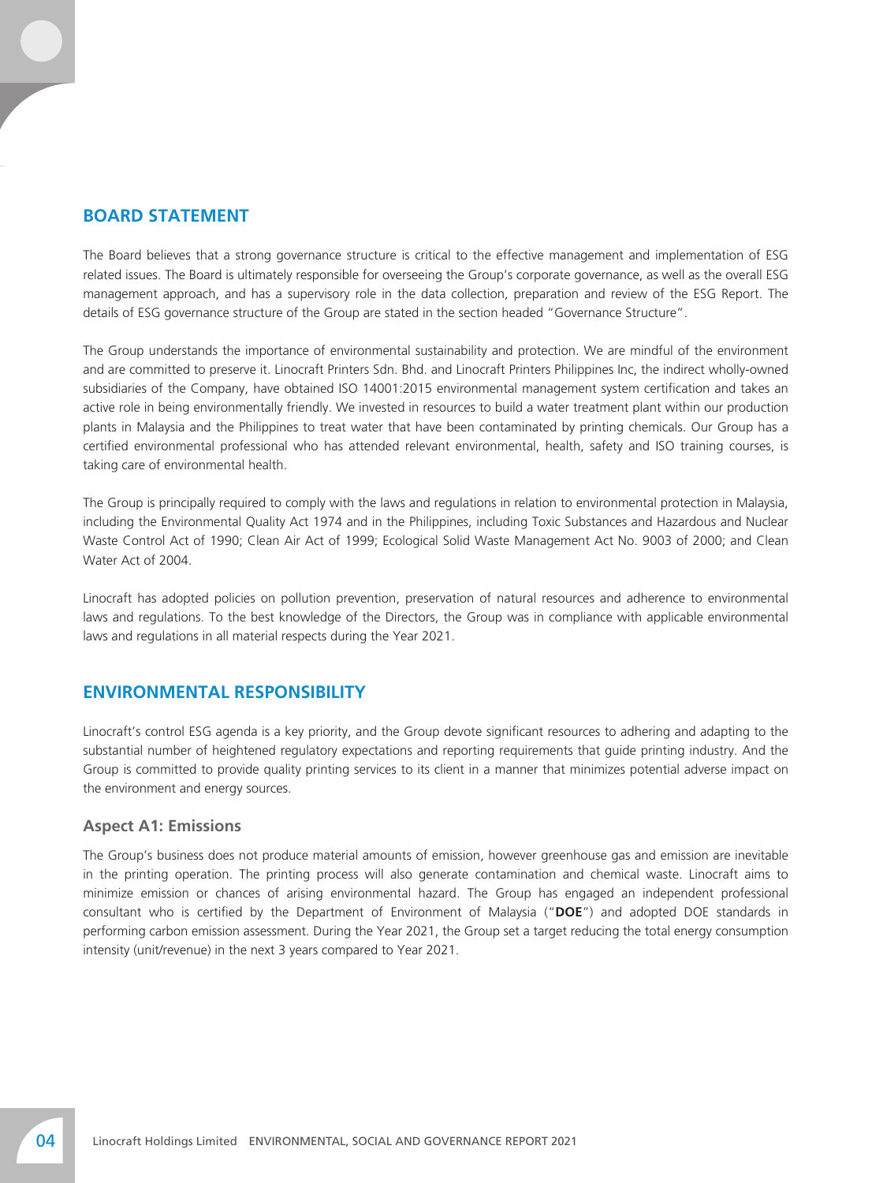## BOARD STATEMENT

The Board believes that a strong governance structure is critical to the effective management and implementation of ESG related issues. The Board is ultimately responsible for overseeing the Group's corporate governance, as well as the overall ESG management approach, and has a supervisory role in the data collection, preparation and review of the ESG Report. The details of ESG governance structure of the Group are stated in the section headed "Governance Structure".

The Group understands the importance of environmental sustainability and protection. We are mindful of the environment and are committed to preserve it. Linocraft Printers Sdn. Bhd. and Linocraft Printers Philippines Inc, the indirect wholly-owned subsidiaries of the Company, have obtained ISO 14001:2015 environmental management system certification and takes an active role in being environmentally friendly. We invested in resources to build a water treatment plant within our production plants in Malaysia and the Philippines to treat water that have been contaminated by printing chemicals. Our Group has a certified environmental professional who has attended relevant environmental, health, safety and ISO training courses, is taking care of environmental health.

The Group is principally required to comply with the laws and regulations in relation to environmental protection in Malaysia, including the Environmental Quality Act 1974 and in the Philippines, including Toxic Substances and Hazardous and Nuclear Waste Control Act of 1990; Clean Air Act of 1999; Ecological Solid Waste Management Act No. 9003 of 2000; and Clean Water Act of 2004.

Linocraft has adopted policies on pollution prevention, preservation of natural resources and adherence to environmental laws and regulations. To the best knowledge of the Directors, the Group was in compliance with applicable environmental laws and regulations in all material respects during the Year 2021.

## ENVIRONMENTAL RESPONSIBILITY

Linocraft's control ESG agenda is a key priority, and the Group devote significant resources to adhering and adapting to the substantial number of heightened regulatory expectations and reporting requirements that guide printing industry. And the Group is committed to provide quality printing services to its client in a manner that minimizes potential adverse impact on the environment and energy sources.

### Aspect A1: Emissions

The Group's business does not produce material amounts of emission, however greenhouse gas and emission are inevitable in the printing operation. The printing process will also generate contamination and chemical waste. Linocraft aims to minimize emission or chances of arising environmental hazard. The Group has engaged an independent professional consultant who is certified by the Department of Environment of Malaysia ("**DOE**") and adopted DOE standards in performing carbon emission assessment. During the Year 2021, the Group set a target reducing the total energy consumption intensity (unit/revenue) in the next 3 years compared to Year 2021.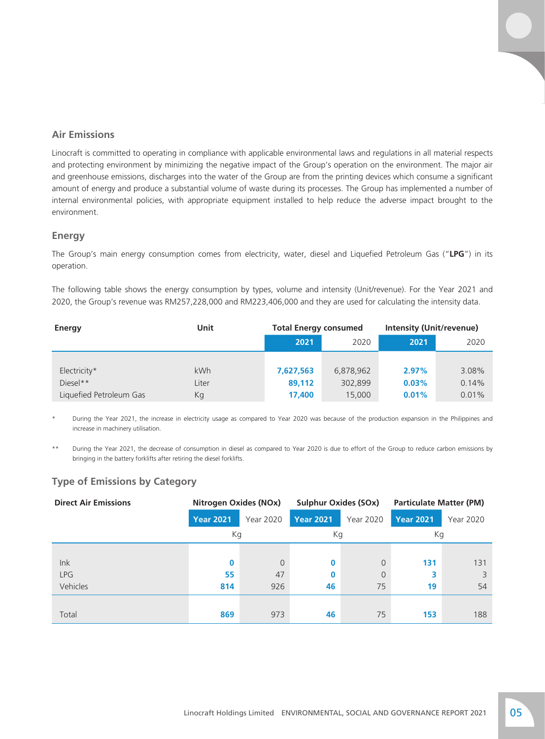## Air Emissions

Linocraft is committed to operating in compliance with applicable environmental laws and regulations in all material respects and protecting environment by minimizing the negative impact of the Group's operation on the environment. The major air and greenhouse emissions, discharges into the water of the Group are from the printing devices which consume a significant amount of energy and produce a substantial volume of waste during its processes. The Group has implemented a number of internal environmental policies, with appropriate equipment installed to help reduce the adverse impact brought to the environment.

## Energy

The Group's main energy consumption comes from electricity, water, diesel and Liquefied Petroleum Gas ("**LPG**") in its operation.

The following table shows the energy consumption by types, volume and intensity (Unit/revenue). For the Year 2021 and 2020, the Group's revenue was RM257,228,000 and RM223,406,000 and they are used for calculating the intensity data.

| Energy | Unit | Total Energy consumed | | Intensity (Unit/revenue) | |
|---|---|---|---|---|---|
| | | **2021** | 2020 | **2021** | 2020 |
| Electricity* | kWh | **7,627,563** | 6,878,962 | **2.97%** | 3.08% |
| Diesel** | Liter | **89,112** | 302,899 | **0.03%** | 0.14% |
| Liquefied Petroleum Gas | Kg | **17,400** | 15,000 | **0.01%** | 0.01% |

\* During the Year 2021, the increase in electricity usage as compared to Year 2020 was because of the production expansion in the Philippines and increase in machinery utilisation.

\*\* During the Year 2021, the decrease of consumption in diesel as compared to Year 2020 is due to effort of the Group to reduce carbon emissions by bringing in the battery forklifts after retiring the diesel forklifts.

## Type of Emissions by Category

| Direct Air Emissions | Nitrogen Oxides (NOx) | | Sulphur Oxides (SOx) | | Particulate Matter (PM) | |
|---|---|---|---|---|---|---|
| | **Year 2021** | Year 2020 | **Year 2021** | Year 2020 | **Year 2021** | Year 2020 |
| | Kg | | Kg | | Kg | |
| Ink | **0** | 0 | **0** | 0 | **131** | 131 |
| LPG | **55** | 47 | **0** | 0 | **3** | 3 |
| Vehicles | **814** | 926 | **46** | 75 | **19** | 54 |
| Total | **869** | 973 | **46** | 75 | **153** | 188 |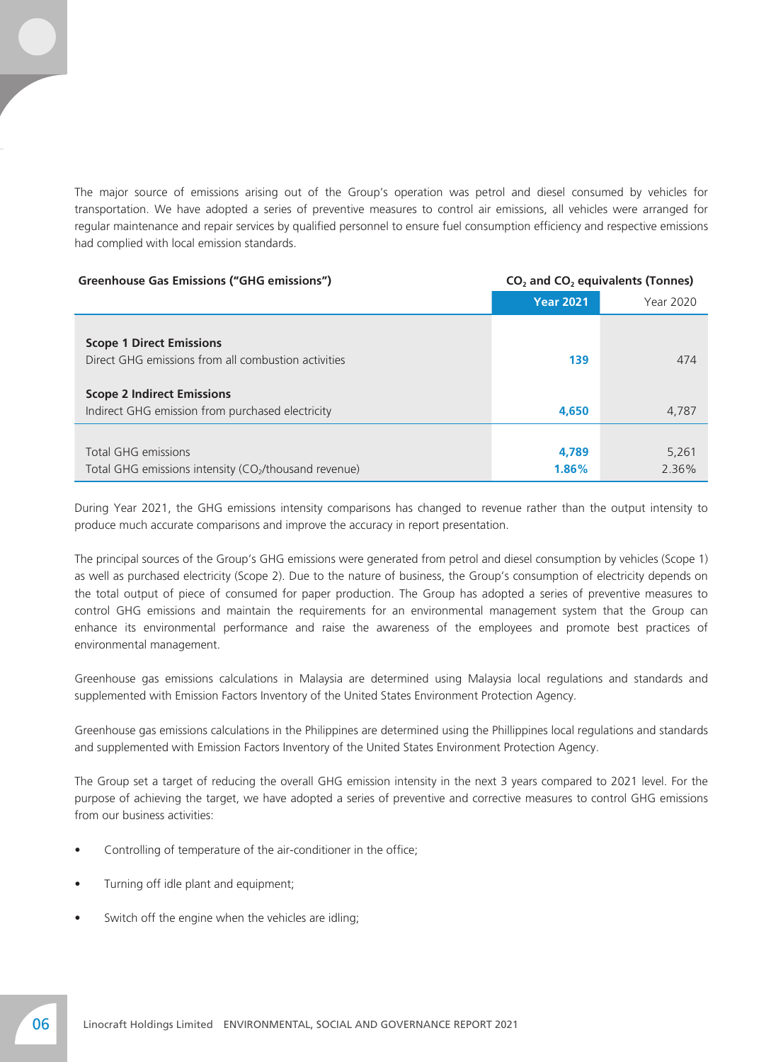The major source of emissions arising out of the Group's operation was petrol and diesel consumed by vehicles for transportation. We have adopted a series of preventive measures to control air emissions, all vehicles were arranged for regular maintenance and repair services by qualified personnel to ensure fuel consumption efficiency and respective emissions had complied with local emission standards.

| Greenhouse Gas Emissions ("GHG emissions") | $CO_2$ and $CO_2$ equivalents (Tonnes) | |
|---|---|---|
| | **Year 2021** | Year 2020 |
| **Scope 1 Direct Emissions**<br>Direct GHG emissions from all combustion activities | **139** | 474 |
| **Scope 2 Indirect Emissions**<br>Indirect GHG emission from purchased electricity | **4,650** | 4,787 |
| Total GHG emissions | **4,789** | 5,261 |
| Total GHG emissions intensity ($CO_2$/thousand revenue) | **1.86%** | 2.36% |

During Year 2021, the GHG emissions intensity comparisons has changed to revenue rather than the output intensity to produce much accurate comparisons and improve the accuracy in report presentation.

The principal sources of the Group's GHG emissions were generated from petrol and diesel consumption by vehicles (Scope 1) as well as purchased electricity (Scope 2). Due to the nature of business, the Group's consumption of electricity depends on the total output of piece of consumed for paper production. The Group has adopted a series of preventive measures to control GHG emissions and maintain the requirements for an environmental management system that the Group can enhance its environmental performance and raise the awareness of the employees and promote best practices of environmental management.

Greenhouse gas emissions calculations in Malaysia are determined using Malaysia local regulations and standards and supplemented with Emission Factors Inventory of the United States Environment Protection Agency.

Greenhouse gas emissions calculations in the Philippines are determined using the Phillippines local regulations and standards and supplemented with Emission Factors Inventory of the United States Environment Protection Agency.

The Group set a target of reducing the overall GHG emission intensity in the next 3 years compared to 2021 level. For the purpose of achieving the target, we have adopted a series of preventive and corrective measures to control GHG emissions from our business activities:

- Controlling of temperature of the air-conditioner in the office;
- Turning off idle plant and equipment;
- Switch off the engine when the vehicles are idling;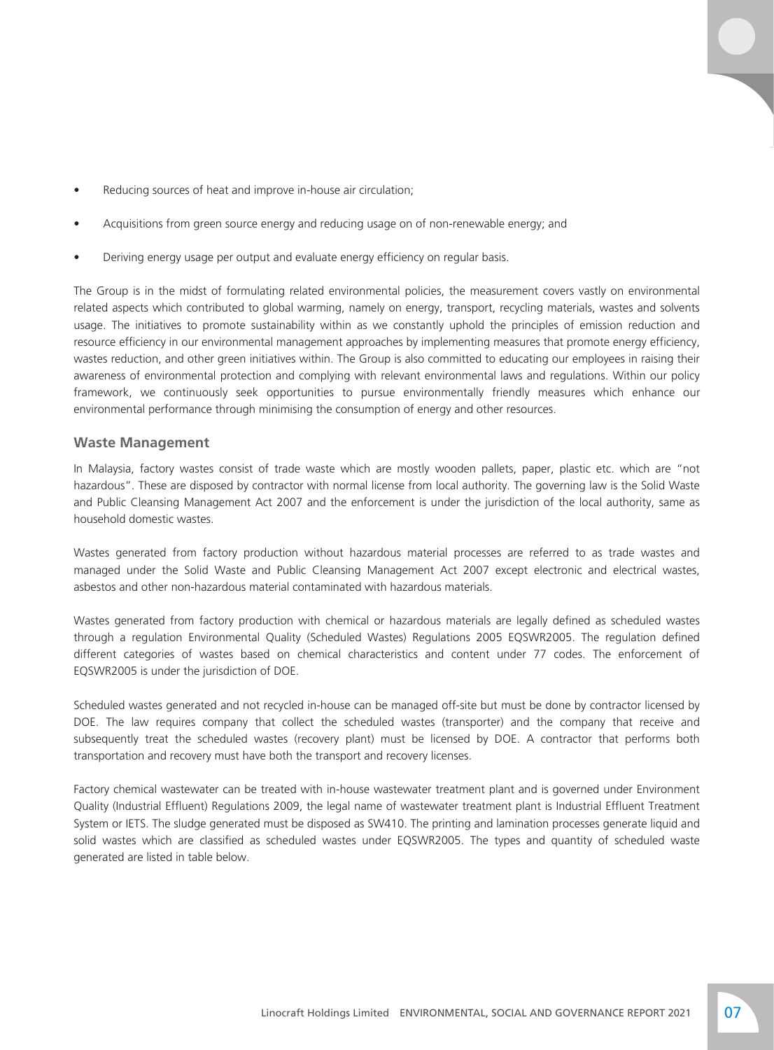- Reducing sources of heat and improve in-house air circulation;
- Acquisitions from green source energy and reducing usage on of non-renewable energy; and
- Deriving energy usage per output and evaluate energy efficiency on regular basis.

The Group is in the midst of formulating related environmental policies, the measurement covers vastly on environmental related aspects which contributed to global warming, namely on energy, transport, recycling materials, wastes and solvents usage. The initiatives to promote sustainability within as we constantly uphold the principles of emission reduction and resource efficiency in our environmental management approaches by implementing measures that promote energy efficiency, wastes reduction, and other green initiatives within. The Group is also committed to educating our employees in raising their awareness of environmental protection and complying with relevant environmental laws and regulations. Within our policy framework, we continuously seek opportunities to pursue environmentally friendly measures which enhance our environmental performance through minimising the consumption of energy and other resources.

## Waste Management

In Malaysia, factory wastes consist of trade waste which are mostly wooden pallets, paper, plastic etc. which are "not hazardous". These are disposed by contractor with normal license from local authority. The governing law is the Solid Waste and Public Cleansing Management Act 2007 and the enforcement is under the jurisdiction of the local authority, same as household domestic wastes.

Wastes generated from factory production without hazardous material processes are referred to as trade wastes and managed under the Solid Waste and Public Cleansing Management Act 2007 except electronic and electrical wastes, asbestos and other non-hazardous material contaminated with hazardous materials.

Wastes generated from factory production with chemical or hazardous materials are legally defined as scheduled wastes through a regulation Environmental Quality (Scheduled Wastes) Regulations 2005 EQSWR2005. The regulation defined different categories of wastes based on chemical characteristics and content under 77 codes. The enforcement of EQSWR2005 is under the jurisdiction of DOE.

Scheduled wastes generated and not recycled in-house can be managed off-site but must be done by contractor licensed by DOE. The law requires company that collect the scheduled wastes (transporter) and the company that receive and subsequently treat the scheduled wastes (recovery plant) must be licensed by DOE. A contractor that performs both transportation and recovery must have both the transport and recovery licenses.

Factory chemical wastewater can be treated with in-house wastewater treatment plant and is governed under Environment Quality (Industrial Effluent) Regulations 2009, the legal name of wastewater treatment plant is Industrial Effluent Treatment System or IETS. The sludge generated must be disposed as SW410. The printing and lamination processes generate liquid and solid wastes which are classified as scheduled wastes under EQSWR2005. The types and quantity of scheduled waste generated are listed in table below.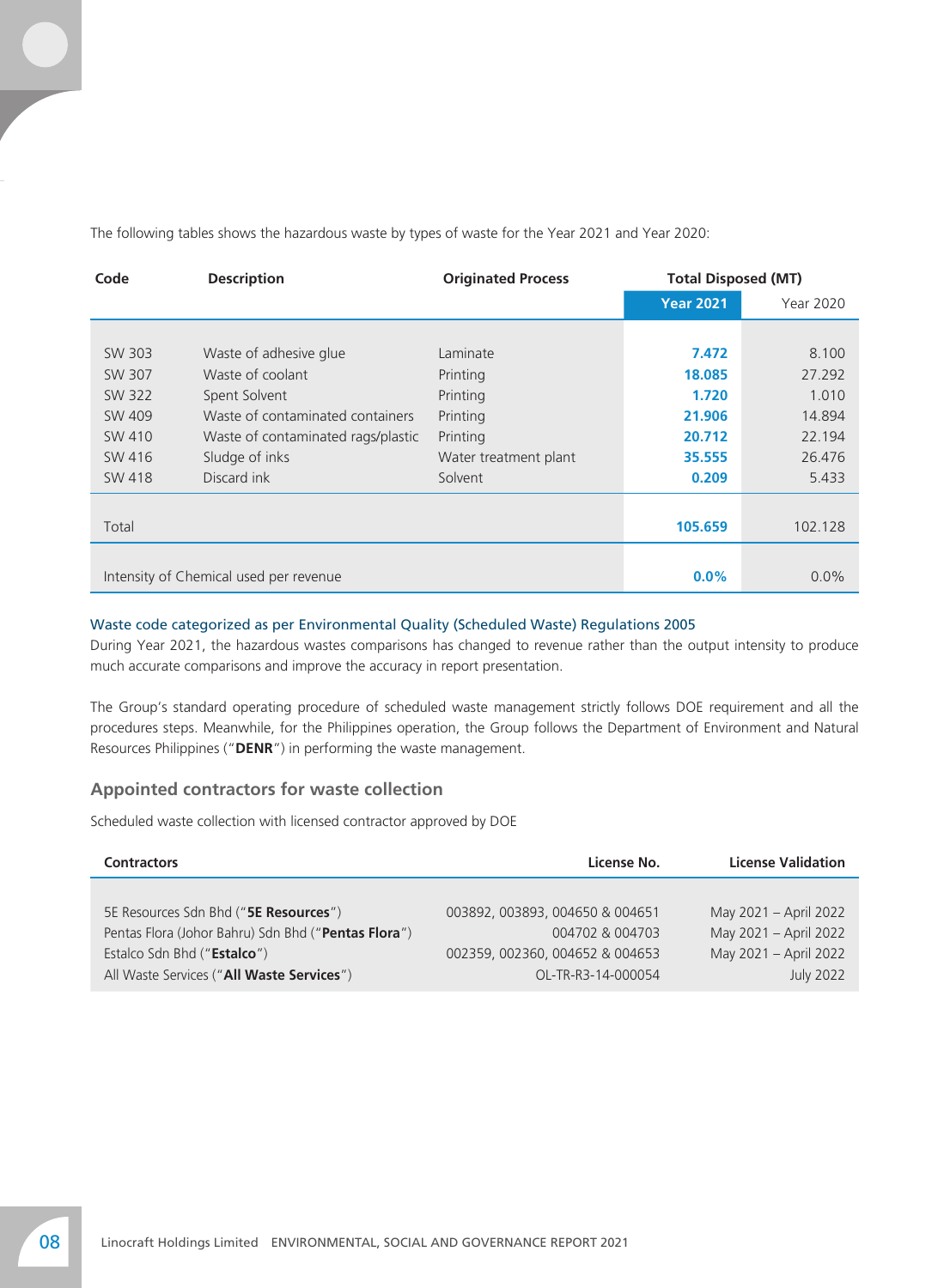The following tables shows the hazardous waste by types of waste for the Year 2021 and Year 2020:

| Code | Description | Originated Process | Total Disposed (MT) | |
|---|---|---|---|---|
| | | | **Year 2021** | Year 2020 |
| SW 303 | Waste of adhesive glue | Laminate | **7.472** | 8.100 |
| SW 307 | Waste of coolant | Printing | **18.085** | 27.292 |
| SW 322 | Spent Solvent | Printing | **1.720** | 1.010 |
| SW 409 | Waste of contaminated containers | Printing | **21.906** | 14.894 |
| SW 410 | Waste of contaminated rags/plastic | Printing | **20.712** | 22.194 |
| SW 416 | Sludge of inks | Water treatment plant | **35.555** | 26.476 |
| SW 418 | Discard ink | Solvent | **0.209** | 5.433 |
| Total | | | **105.659** | 102.128 |
| Intensity of Chemical used per revenue | | | **0.0%** | 0.0% |

Waste code categorized as per Environmental Quality (Scheduled Waste) Regulations 2005

During Year 2021, the hazardous wastes comparisons has changed to revenue rather than the output intensity to produce much accurate comparisons and improve the accuracy in report presentation.

The Group's standard operating procedure of scheduled waste management strictly follows DOE requirement and all the procedures steps. Meanwhile, for the Philippines operation, the Group follows the Department of Environment and Natural Resources Philippines ("**DENR**") in performing the waste management.

## Appointed contractors for waste collection

Scheduled waste collection with licensed contractor approved by DOE

| Contractors | License No. | License Validation |
|---|---|---|
| 5E Resources Sdn Bhd ("**5E Resources**") | 003892, 003893, 004650 & 004651 | May 2021 – April 2022 |
| Pentas Flora (Johor Bahru) Sdn Bhd ("**Pentas Flora**") | 004702 & 004703 | May 2021 – April 2022 |
| Estalco Sdn Bhd ("**Estalco**") | 002359, 002360, 004652 & 004653 | May 2021 – April 2022 |
| All Waste Services ("**All Waste Services**") | OL-TR-R3-14-000054 | July 2022 |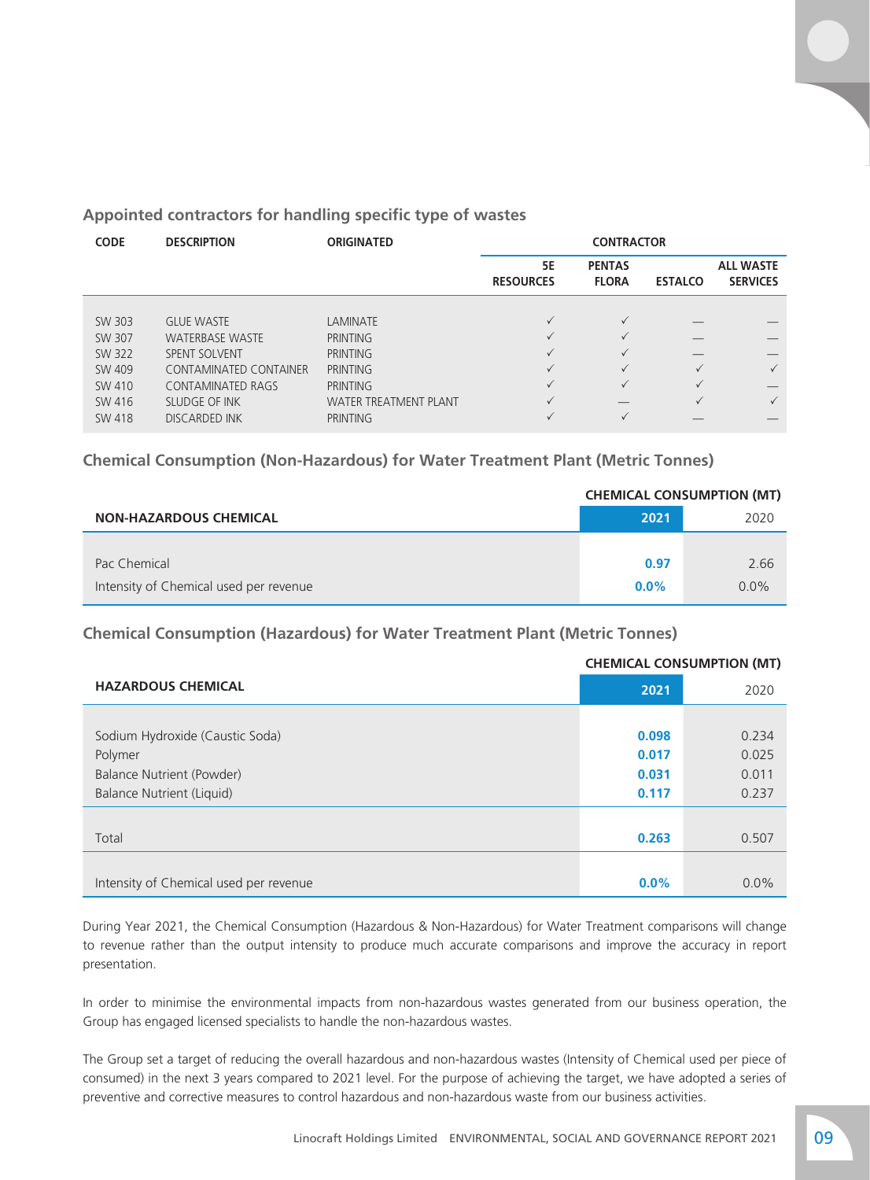### Appointed contractors for handling specific type of wastes

| CODE | DESCRIPTION | ORIGINATED | CONTRACTOR | | | |
|---|---|---|---|---|---|---|
| | | | 5E RESOURCES | PENTAS FLORA | ESTALCO | ALL WASTE SERVICES |
| SW 303 | GLUE WASTE | LAMINATE | ✓ | ✓ | — | — |
| SW 307 | WATERBASE WASTE | PRINTING | ✓ | ✓ | — | — |
| SW 322 | SPENT SOLVENT | PRINTING | ✓ | ✓ | — | — |
| SW 409 | CONTAMINATED CONTAINER | PRINTING | ✓ | ✓ | ✓ | ✓ |
| SW 410 | CONTAMINATED RAGS | PRINTING | ✓ | ✓ | ✓ | — |
| SW 416 | SLUDGE OF INK | WATER TREATMENT PLANT | ✓ | — | ✓ | ✓ |
| SW 418 | DISCARDED INK | PRINTING | ✓ | ✓ | — | — |

### Chemical Consumption (Non-Hazardous) for Water Treatment Plant (Metric Tonnes)

| | CHEMICAL CONSUMPTION (MT) | |
|---|---|---|
| **NON-HAZARDOUS CHEMICAL** | **2021** | 2020 |
| Pac Chemical | **0.97** | 2.66 |
| Intensity of Chemical used per revenue | **0.0%** | 0.0% |

### Chemical Consumption (Hazardous) for Water Treatment Plant (Metric Tonnes)

| | CHEMICAL CONSUMPTION (MT) | |
|---|---|---|
| **HAZARDOUS CHEMICAL** | **2021** | 2020 |
| Sodium Hydroxide (Caustic Soda) | **0.098** | 0.234 |
| Polymer | **0.017** | 0.025 |
| Balance Nutrient (Powder) | **0.031** | 0.011 |
| Balance Nutrient (Liquid) | **0.117** | 0.237 |
| Total | **0.263** | 0.507 |
| Intensity of Chemical used per revenue | **0.0%** | 0.0% |

During Year 2021, the Chemical Consumption (Hazardous & Non-Hazardous) for Water Treatment comparisons will change to revenue rather than the output intensity to produce much accurate comparisons and improve the accuracy in report presentation.

In order to minimise the environmental impacts from non-hazardous wastes generated from our business operation, the Group has engaged licensed specialists to handle the non-hazardous wastes.

The Group set a target of reducing the overall hazardous and non-hazardous wastes (Intensity of Chemical used per piece of consumed) in the next 3 years compared to 2021 level. For the purpose of achieving the target, we have adopted a series of preventive and corrective measures to control hazardous and non-hazardous waste from our business activities.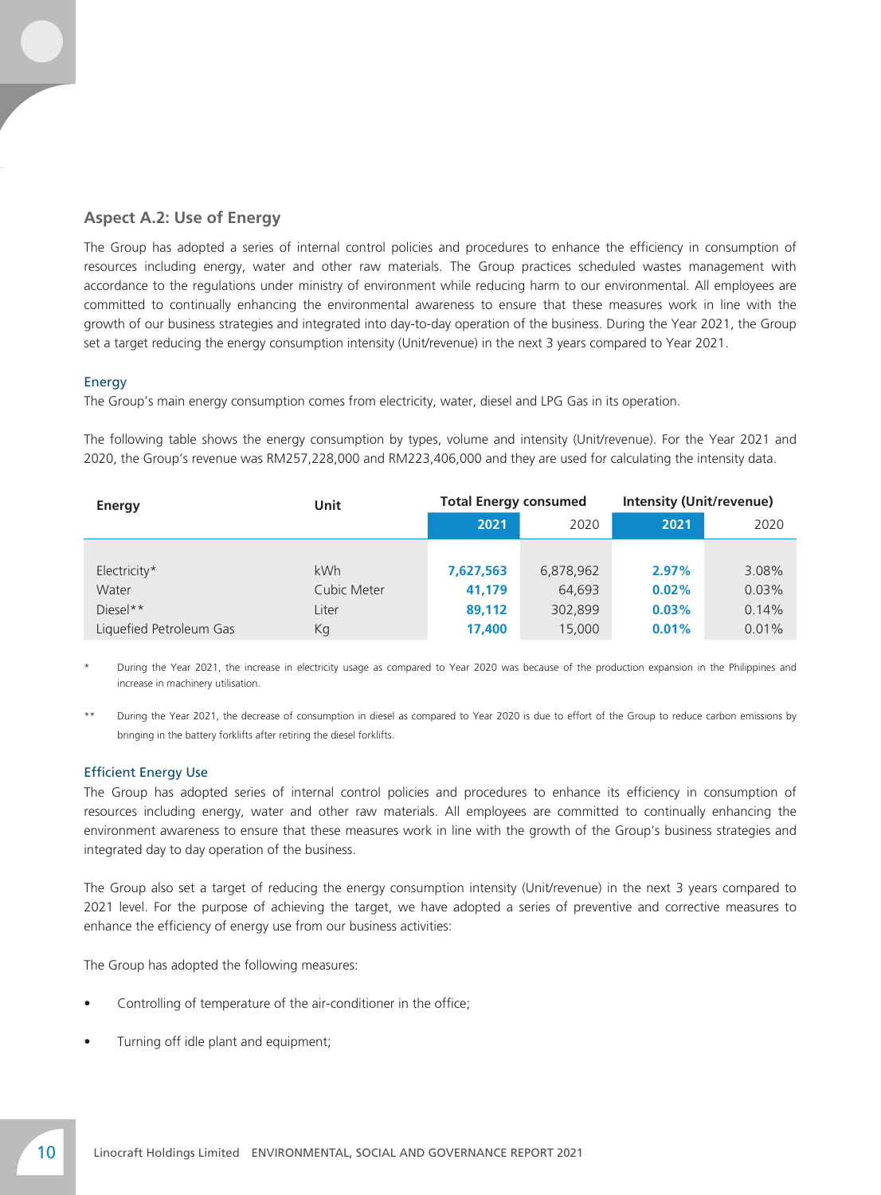## Aspect A.2: Use of Energy

The Group has adopted a series of internal control policies and procedures to enhance the efficiency in consumption of resources including energy, water and other raw materials. The Group practices scheduled wastes management with accordance to the regulations under ministry of environment while reducing harm to our environmental. All employees are committed to continually enhancing the environmental awareness to ensure that these measures work in line with the growth of our business strategies and integrated into day-to-day operation of the business. During the Year 2021, the Group set a target reducing the energy consumption intensity (Unit/revenue) in the next 3 years compared to Year 2021.

### Energy

The Group's main energy consumption comes from electricity, water, diesel and LPG Gas in its operation.

The following table shows the energy consumption by types, volume and intensity (Unit/revenue). For the Year 2021 and 2020, the Group's revenue was RM257,228,000 and RM223,406,000 and they are used for calculating the intensity data.

| Energy | Unit | Total Energy consumed | | Intensity (Unit/revenue) | |
|---|---|---|---|---|---|
| | | **2021** | 2020 | **2021** | 2020 |
| Electricity* | kWh | **7,627,563** | 6,878,962 | **2.97%** | 3.08% |
| Water | Cubic Meter | **41,179** | 64,693 | **0.02%** | 0.03% |
| Diesel** | Liter | **89,112** | 302,899 | **0.03%** | 0.14% |
| Liquefied Petroleum Gas | Kg | **17,400** | 15,000 | **0.01%** | 0.01% |

\* During the Year 2021, the increase in electricity usage as compared to Year 2020 was because of the production expansion in the Philippines and increase in machinery utilisation.

\*\* During the Year 2021, the decrease of consumption in diesel as compared to Year 2020 is due to effort of the Group to reduce carbon emissions by bringing in the battery forklifts after retiring the diesel forklifts.

### Efficient Energy Use

The Group has adopted series of internal control policies and procedures to enhance its efficiency in consumption of resources including energy, water and other raw materials. All employees are committed to continually enhancing the environment awareness to ensure that these measures work in line with the growth of the Group's business strategies and integrated day to day operation of the business.

The Group also set a target of reducing the energy consumption intensity (Unit/revenue) in the next 3 years compared to 2021 level. For the purpose of achieving the target, we have adopted a series of preventive and corrective measures to enhance the efficiency of energy use from our business activities:

The Group has adopted the following measures:

- Controlling of temperature of the air-conditioner in the office;
- Turning off idle plant and equipment;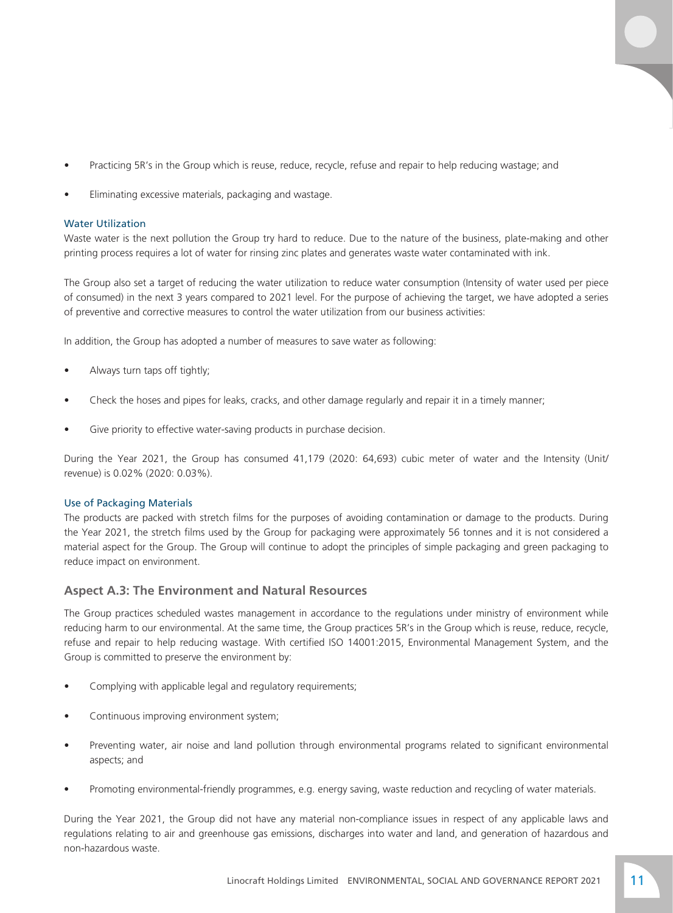- Practicing 5R's in the Group which is reuse, reduce, recycle, refuse and repair to help reducing wastage; and
- Eliminating excessive materials, packaging and wastage.

### Water Utilization

Waste water is the next pollution the Group try hard to reduce. Due to the nature of the business, plate-making and other printing process requires a lot of water for rinsing zinc plates and generates waste water contaminated with ink.

The Group also set a target of reducing the water utilization to reduce water consumption (Intensity of water used per piece of consumed) in the next 3 years compared to 2021 level. For the purpose of achieving the target, we have adopted a series of preventive and corrective measures to control the water utilization from our business activities:

In addition, the Group has adopted a number of measures to save water as following:

- Always turn taps off tightly;
- Check the hoses and pipes for leaks, cracks, and other damage regularly and repair it in a timely manner;
- Give priority to effective water-saving products in purchase decision.

During the Year 2021, the Group has consumed 41,179 (2020: 64,693) cubic meter of water and the Intensity (Unit/ revenue) is 0.02% (2020: 0.03%).

### Use of Packaging Materials

The products are packed with stretch films for the purposes of avoiding contamination or damage to the products. During the Year 2021, the stretch films used by the Group for packaging were approximately 56 tonnes and it is not considered a material aspect for the Group. The Group will continue to adopt the principles of simple packaging and green packaging to reduce impact on environment.

## Aspect A.3: The Environment and Natural Resources

The Group practices scheduled wastes management in accordance to the regulations under ministry of environment while reducing harm to our environmental. At the same time, the Group practices 5R's in the Group which is reuse, reduce, recycle, refuse and repair to help reducing wastage. With certified ISO 14001:2015, Environmental Management System, and the Group is committed to preserve the environment by:

- Complying with applicable legal and regulatory requirements;
- Continuous improving environment system;
- Preventing water, air noise and land pollution through environmental programs related to significant environmental aspects; and
- Promoting environmental-friendly programmes, e.g. energy saving, waste reduction and recycling of water materials.

During the Year 2021, the Group did not have any material non-compliance issues in respect of any applicable laws and regulations relating to air and greenhouse gas emissions, discharges into water and land, and generation of hazardous and non-hazardous waste.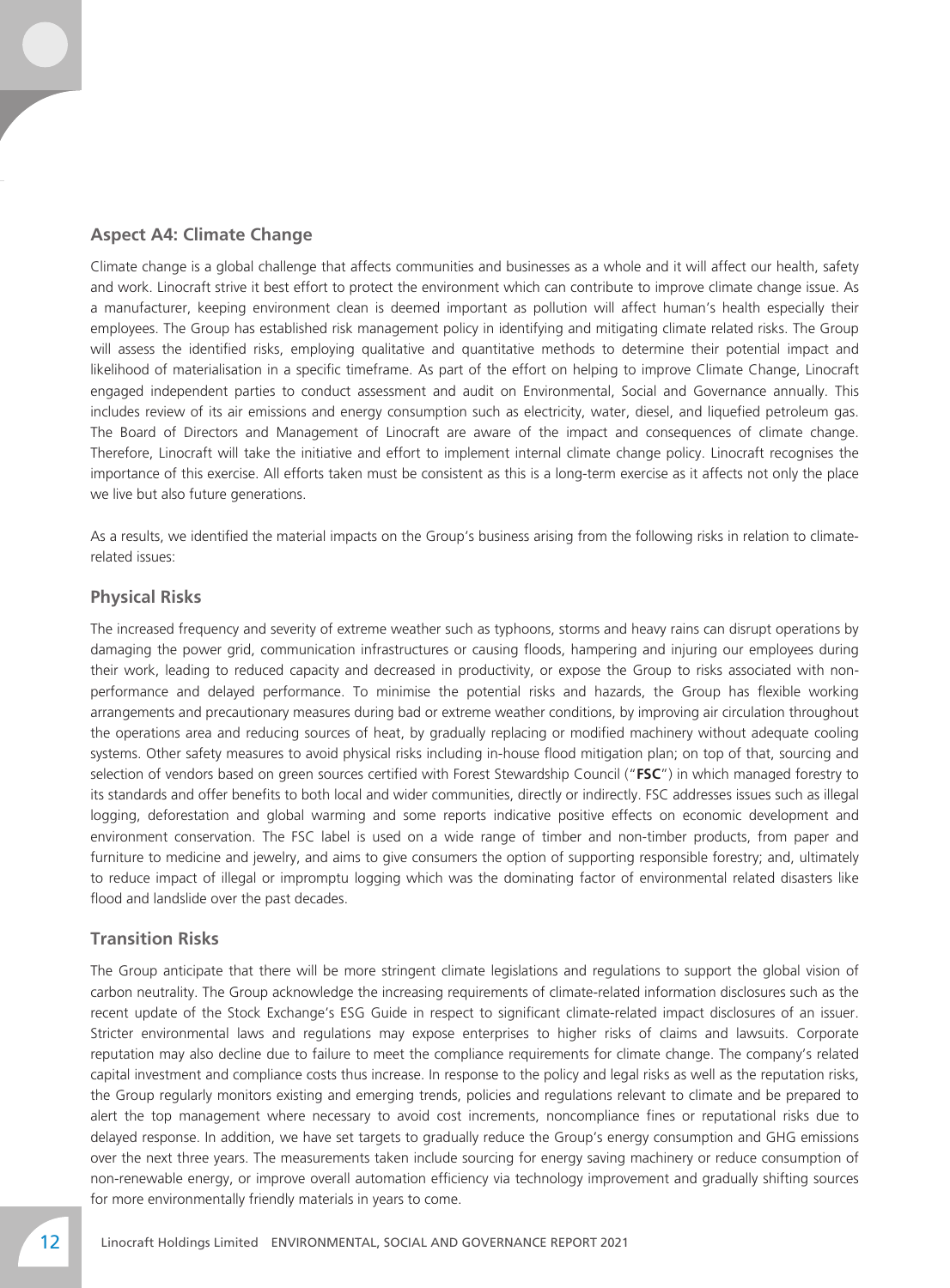## Aspect A4: Climate Change

Climate change is a global challenge that affects communities and businesses as a whole and it will affect our health, safety and work. Linocraft strive it best effort to protect the environment which can contribute to improve climate change issue. As a manufacturer, keeping environment clean is deemed important as pollution will affect human's health especially their employees. The Group has established risk management policy in identifying and mitigating climate related risks. The Group will assess the identified risks, employing qualitative and quantitative methods to determine their potential impact and likelihood of materialisation in a specific timeframe. As part of the effort on helping to improve Climate Change, Linocraft engaged independent parties to conduct assessment and audit on Environmental, Social and Governance annually. This includes review of its air emissions and energy consumption such as electricity, water, diesel, and liquefied petroleum gas. The Board of Directors and Management of Linocraft are aware of the impact and consequences of climate change. Therefore, Linocraft will take the initiative and effort to implement internal climate change policy. Linocraft recognises the importance of this exercise. All efforts taken must be consistent as this is a long-term exercise as it affects not only the place we live but also future generations.

As a results, we identified the material impacts on the Group's business arising from the following risks in relation to climate-related issues:

### Physical Risks

The increased frequency and severity of extreme weather such as typhoons, storms and heavy rains can disrupt operations by damaging the power grid, communication infrastructures or causing floods, hampering and injuring our employees during their work, leading to reduced capacity and decreased in productivity, or expose the Group to risks associated with non-performance and delayed performance. To minimise the potential risks and hazards, the Group has flexible working arrangements and precautionary measures during bad or extreme weather conditions, by improving air circulation throughout the operations area and reducing sources of heat, by gradually replacing or modified machinery without adequate cooling systems. Other safety measures to avoid physical risks including in-house flood mitigation plan; on top of that, sourcing and selection of vendors based on green sources certified with Forest Stewardship Council ("**FSC**") in which managed forestry to its standards and offer benefits to both local and wider communities, directly or indirectly. FSC addresses issues such as illegal logging, deforestation and global warming and some reports indicative positive effects on economic development and environment conservation. The FSC label is used on a wide range of timber and non-timber products, from paper and furniture to medicine and jewelry, and aims to give consumers the option of supporting responsible forestry; and, ultimately to reduce impact of illegal or impromptu logging which was the dominating factor of environmental related disasters like flood and landslide over the past decades.

### Transition Risks

The Group anticipate that there will be more stringent climate legislations and regulations to support the global vision of carbon neutrality. The Group acknowledge the increasing requirements of climate-related information disclosures such as the recent update of the Stock Exchange's ESG Guide in respect to significant climate-related impact disclosures of an issuer. Stricter environmental laws and regulations may expose enterprises to higher risks of claims and lawsuits. Corporate reputation may also decline due to failure to meet the compliance requirements for climate change. The company's related capital investment and compliance costs thus increase. In response to the policy and legal risks as well as the reputation risks, the Group regularly monitors existing and emerging trends, policies and regulations relevant to climate and be prepared to alert the top management where necessary to avoid cost increments, noncompliance fines or reputational risks due to delayed response. In addition, we have set targets to gradually reduce the Group's energy consumption and GHG emissions over the next three years. The measurements taken include sourcing for energy saving machinery or reduce consumption of non-renewable energy, or improve overall automation efficiency via technology improvement and gradually shifting sources for more environmentally friendly materials in years to come.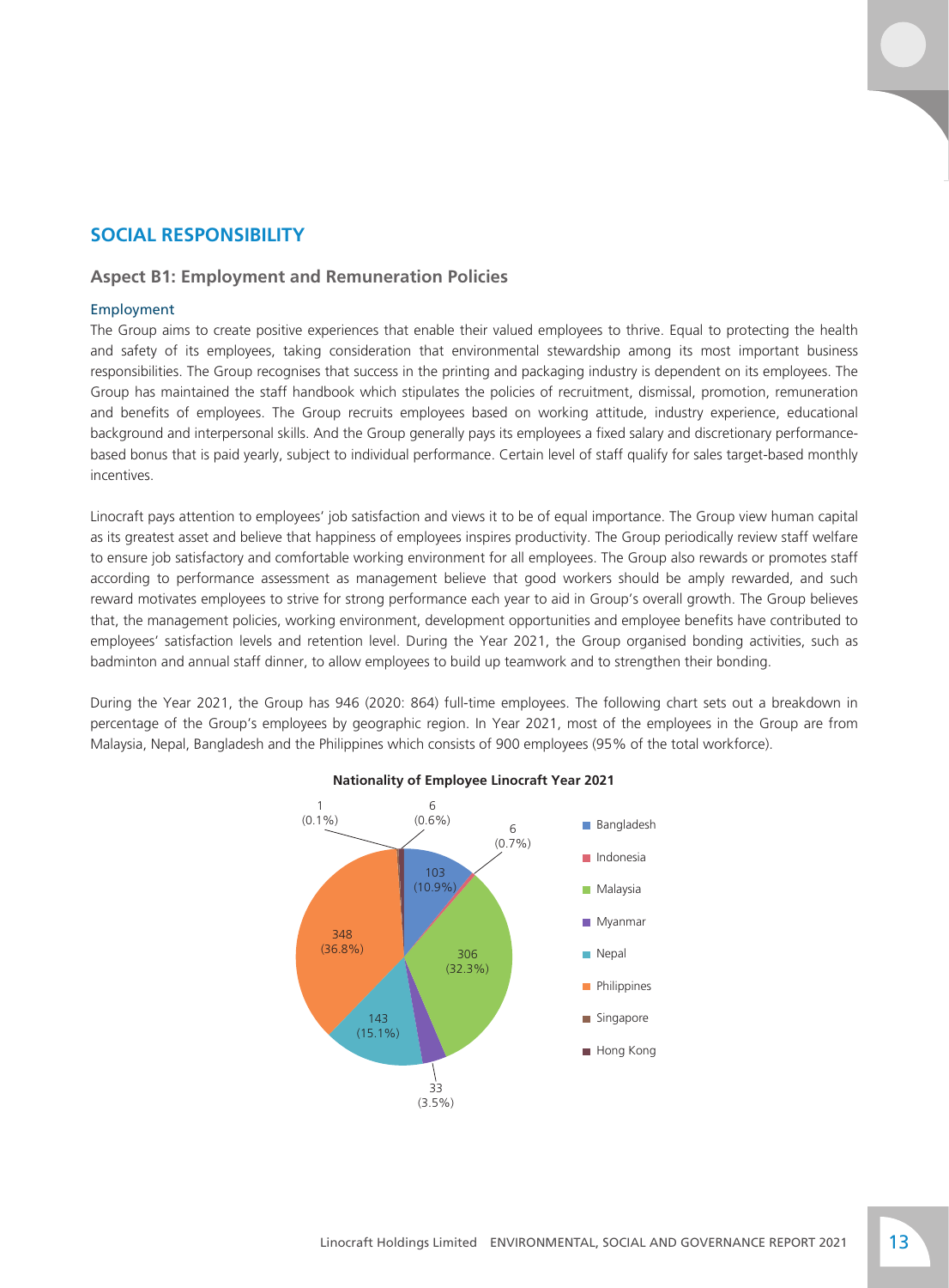## SOCIAL RESPONSIBILITY

### Aspect B1: Employment and Remuneration Policies

#### Employment

The Group aims to create positive experiences that enable their valued employees to thrive. Equal to protecting the health and safety of its employees, taking consideration that environmental stewardship among its most important business responsibilities. The Group recognises that success in the printing and packaging industry is dependent on its employees. The Group has maintained the staff handbook which stipulates the policies of recruitment, dismissal, promotion, remuneration and benefits of employees. The Group recruits employees based on working attitude, industry experience, educational background and interpersonal skills. And the Group generally pays its employees a fixed salary and discretionary performance-based bonus that is paid yearly, subject to individual performance. Certain level of staff qualify for sales target-based monthly incentives.

Linocraft pays attention to employees' job satisfaction and views it to be of equal importance. The Group view human capital as its greatest asset and believe that happiness of employees inspires productivity. The Group periodically review staff welfare to ensure job satisfactory and comfortable working environment for all employees. The Group also rewards or promotes staff according to performance assessment as management believe that good workers should be amply rewarded, and such reward motivates employees to strive for strong performance each year to aid in Group's overall growth. The Group believes that, the management policies, working environment, development opportunities and employee benefits have contributed to employees' satisfaction levels and retention level. During the Year 2021, the Group organised bonding activities, such as badminton and annual staff dinner, to allow employees to build up teamwork and to strengthen their bonding.

During the Year 2021, the Group has 946 (2020: 864) full-time employees. The following chart sets out a breakdown in percentage of the Group's employees by geographic region. In Year 2021, most of the employees in the Group are from Malaysia, Nepal, Bangladesh and the Philippines which consists of 900 employees (95% of the total workforce).

**Nationality of Employee Linocraft Year 2021**

| Nationality | Employees | Percentage |
| --- | --- | --- |
| Bangladesh | 103 | 10.9% |
| Indonesia | 6 | 0.7% |
| Malaysia | 306 | 32.3% |
| Myanmar | 33 | 3.5% |
| Nepal | 143 | 15.1% |
| Philippines | 348 | 36.8% |
| Singapore | 6 | 0.6% |
| Hong Kong | 1 | 0.1% |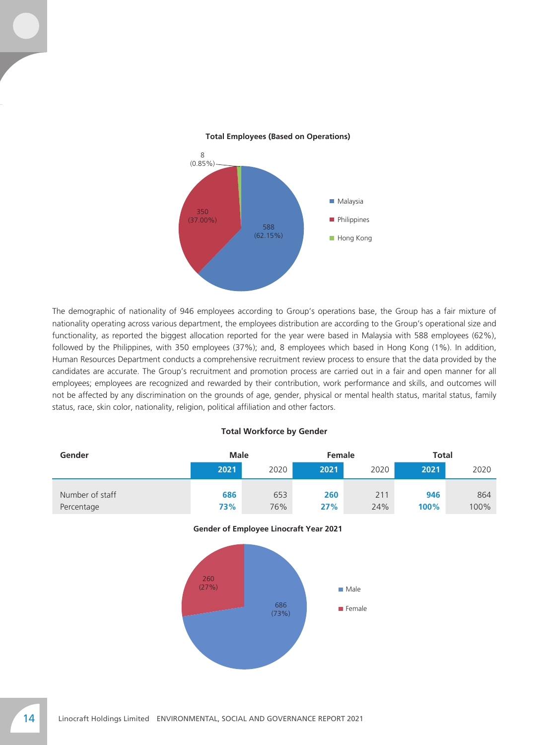**Total Employees (Based on Operations)**

- Malaysia: 588 (62.15%)
- Philippines: 350 (37.00%)
- Hong Kong: 8 (0.85%)

The demographic of nationality of 946 employees according to Group's operations base, the Group has a fair mixture of nationality operating across various department, the employees distribution are according to the Group's operational size and functionality, as reported the biggest allocation reported for the year were based in Malaysia with 588 employees (62%), followed by the Philippines, with 350 employees (37%); and, 8 employees which based in Hong Kong (1%). In addition, Human Resources Department conducts a comprehensive recruitment review process to ensure that the data provided by the candidates are accurate. The Group's recruitment and promotion process are carried out in a fair and open manner for all employees; employees are recognized and rewarded by their contribution, work performance and skills, and outcomes will not be affected by any discrimination on the grounds of age, gender, physical or mental health status, marital status, family status, race, skin color, nationality, religion, political affiliation and other factors.

**Total Workforce by Gender**

| Gender | Male | | Female | | Total | |
|---|---|---|---|---|---|---|
| | **2021** | 2020 | **2021** | 2020 | **2021** | 2020 |
| Number of staff | **686** | 653 | **260** | 211 | **946** | 864 |
| Percentage | **73%** | 76% | **27%** | 24% | **100%** | 100% |

**Gender of Employee Linocraft Year 2021**

- Male: 686 (73%)
- Female: 260 (27%)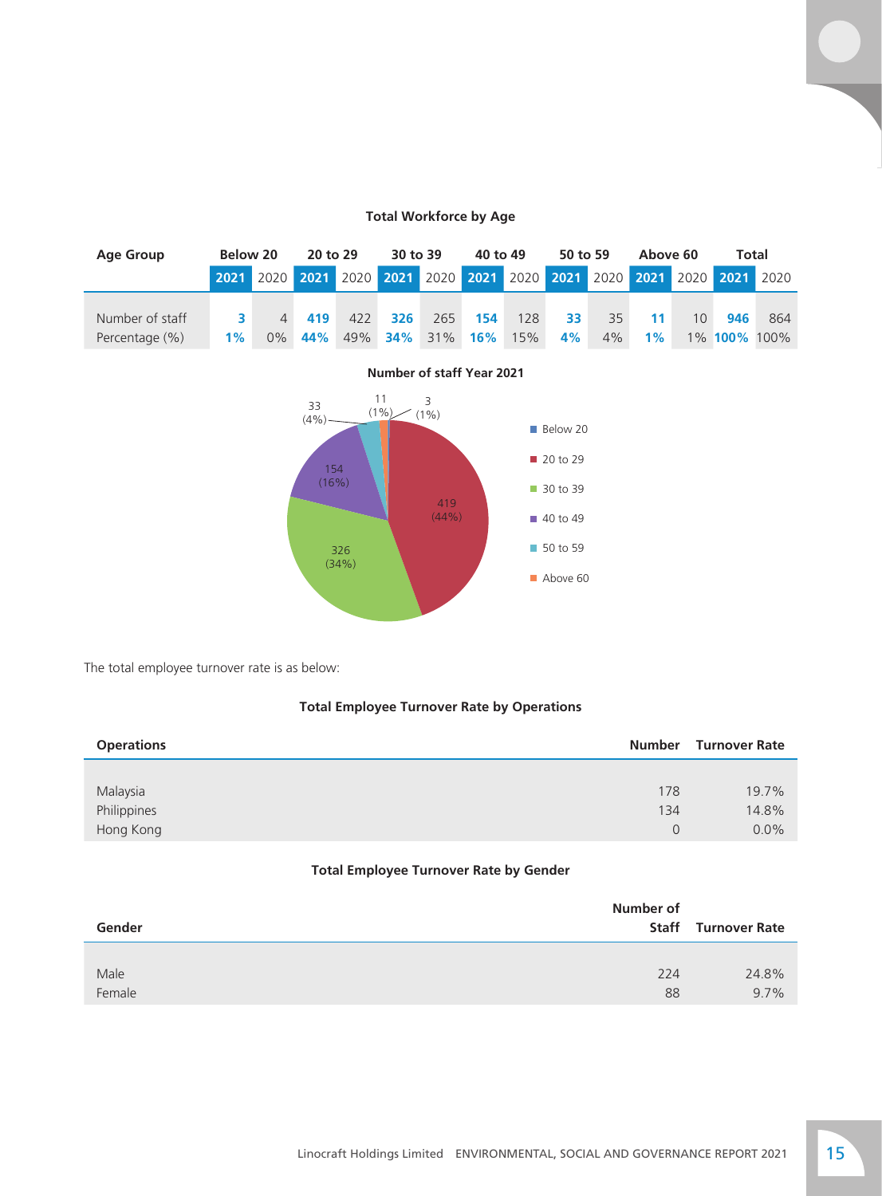### Total Workforce by Age

| Age Group | Below 20 | | 20 to 29 | | 30 to 39 | | 40 to 49 | | 50 to 59 | | Above 60 | | Total | |
|---|---|---|---|---|---|---|---|---|---|---|---|---|---|---|
| | **2021** | 2020 | **2021** | 2020 | **2021** | 2020 | **2021** | 2020 | **2021** | 2020 | **2021** | 2020 | **2021** | 2020 |
| Number of staff | **3** | 4 | **419** | 422 | **326** | 265 | **154** | 128 | **33** | 35 | **11** | 10 | **946** | 864 |
| Percentage (%) | **1%** | 0% | **44%** | 49% | **34%** | 31% | **16%** | 15% | **4%** | 4% | **1%** | 1% | **100%** | 100% |

**Number of staff Year 2021**

| Age Group | Number of staff |
|---|---|
| Below 20 | 3 (1%) |
| 20 to 29 | 419 (44%) |
| 30 to 39 | 326 (34%) |
| 40 to 49 | 154 (16%) |
| 50 to 59 | 33 (4%) |
| Above 60 | 11 (1%) |

The total employee turnover rate is as below:

### Total Employee Turnover Rate by Operations

| Operations | Number | Turnover Rate |
|---|---|---|
| Malaysia | 178 | 19.7% |
| Philippines | 134 | 14.8% |
| Hong Kong | 0 | 0.0% |

### Total Employee Turnover Rate by Gender

| Gender | Number of Staff | Turnover Rate |
|---|---|---|
| Male | 224 | 24.8% |
| Female | 88 | 9.7% |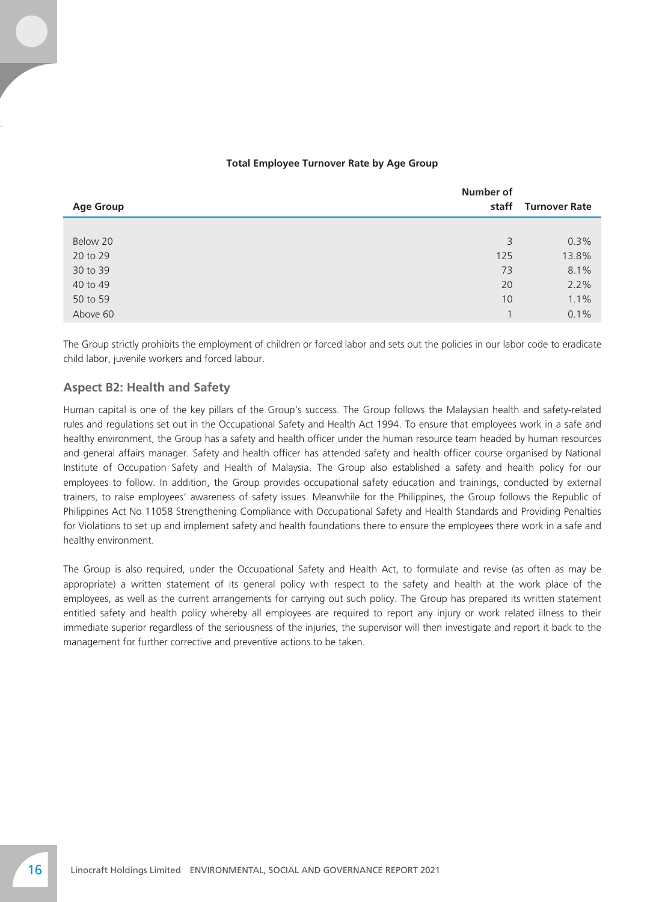**Total Employee Turnover Rate by Age Group**

| Age Group | Number of staff | Turnover Rate |
|---|---|---|
| Below 20 | 3 | 0.3% |
| 20 to 29 | 125 | 13.8% |
| 30 to 39 | 73 | 8.1% |
| 40 to 49 | 20 | 2.2% |
| 50 to 59 | 10 | 1.1% |
| Above 60 | 1 | 0.1% |

The Group strictly prohibits the employment of children or forced labor and sets out the policies in our labor code to eradicate child labor, juvenile workers and forced labour.

## Aspect B2: Health and Safety

Human capital is one of the key pillars of the Group's success. The Group follows the Malaysian health and safety-related rules and regulations set out in the Occupational Safety and Health Act 1994. To ensure that employees work in a safe and healthy environment, the Group has a safety and health officer under the human resource team headed by human resources and general affairs manager. Safety and health officer has attended safety and health officer course organised by National Institute of Occupation Safety and Health of Malaysia. The Group also established a safety and health policy for our employees to follow. In addition, the Group provides occupational safety education and trainings, conducted by external trainers, to raise employees' awareness of safety issues. Meanwhile for the Philippines, the Group follows the Republic of Philippines Act No 11058 Strengthening Compliance with Occupational Safety and Health Standards and Providing Penalties for Violations to set up and implement safety and health foundations there to ensure the employees there work in a safe and healthy environment.

The Group is also required, under the Occupational Safety and Health Act, to formulate and revise (as often as may be appropriate) a written statement of its general policy with respect to the safety and health at the work place of the employees, as well as the current arrangements for carrying out such policy. The Group has prepared its written statement entitled safety and health policy whereby all employees are required to report any injury or work related illness to their immediate superior regardless of the seriousness of the injuries, the supervisor will then investigate and report it back to the management for further corrective and preventive actions to be taken.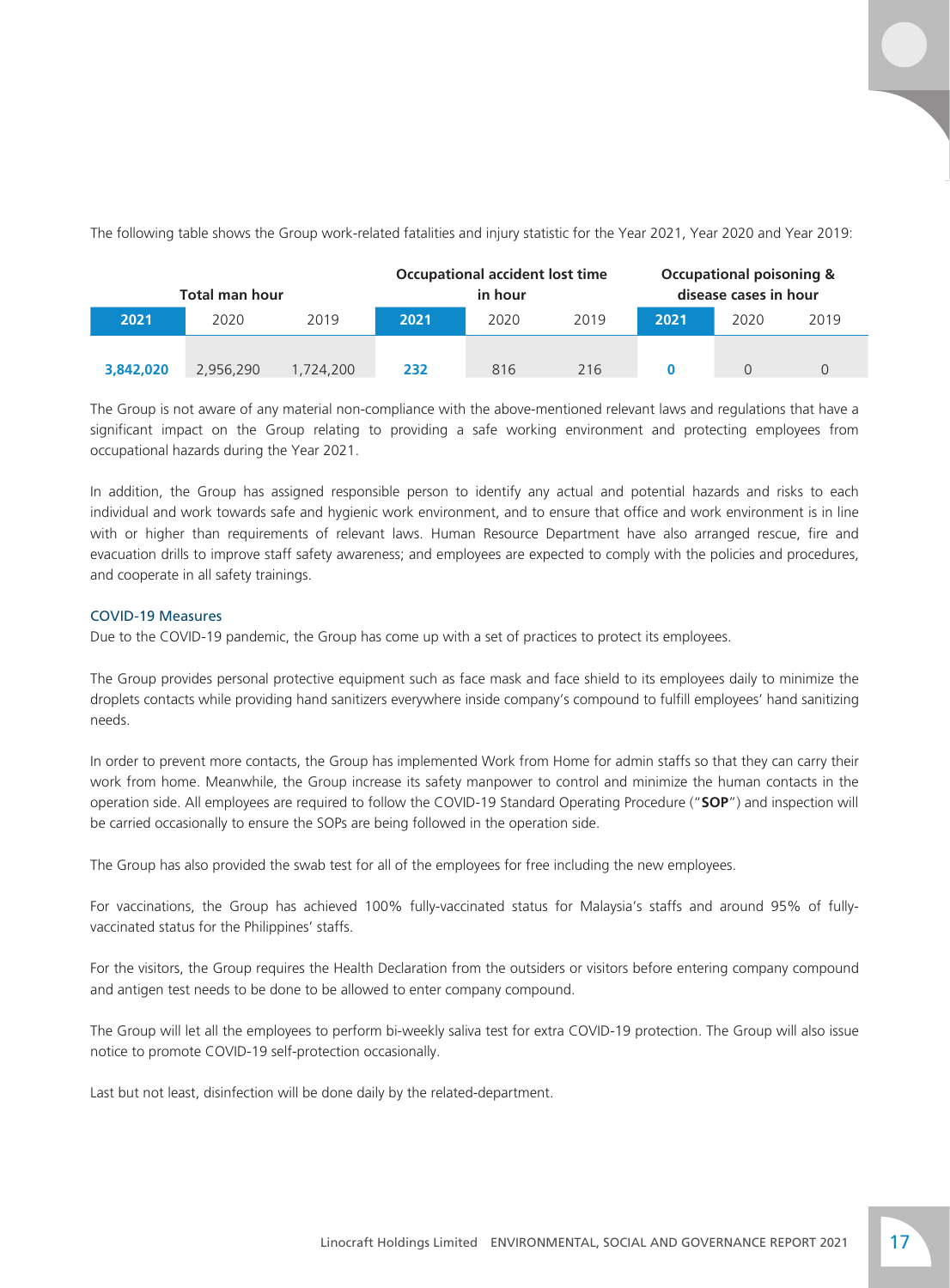The following table shows the Group work-related fatalities and injury statistic for the Year 2021, Year 2020 and Year 2019:

| Total man hour | | | Occupational accident lost time in hour | | | Occupational poisoning & disease cases in hour | | |
|---|---|---|---|---|---|---|---|---|
| **2021** | 2020 | 2019 | **2021** | 2020 | 2019 | **2021** | 2020 | 2019 |
| **3,842,020** | 2,956,290 | 1,724,200 | **232** | 816 | 216 | **0** | 0 | 0 |

The Group is not aware of any material non-compliance with the above-mentioned relevant laws and regulations that have a significant impact on the Group relating to providing a safe working environment and protecting employees from occupational hazards during the Year 2021.

In addition, the Group has assigned responsible person to identify any actual and potential hazards and risks to each individual and work towards safe and hygienic work environment, and to ensure that office and work environment is in line with or higher than requirements of relevant laws. Human Resource Department have also arranged rescue, fire and evacuation drills to improve staff safety awareness; and employees are expected to comply with the policies and procedures, and cooperate in all safety trainings.

### COVID-19 Measures

Due to the COVID-19 pandemic, the Group has come up with a set of practices to protect its employees.

The Group provides personal protective equipment such as face mask and face shield to its employees daily to minimize the droplets contacts while providing hand sanitizers everywhere inside company's compound to fulfill employees' hand sanitizing needs.

In order to prevent more contacts, the Group has implemented Work from Home for admin staffs so that they can carry their work from home. Meanwhile, the Group increase its safety manpower to control and minimize the human contacts in the operation side. All employees are required to follow the COVID-19 Standard Operating Procedure ("**SOP**") and inspection will be carried occasionally to ensure the SOPs are being followed in the operation side.

The Group has also provided the swab test for all of the employees for free including the new employees.

For vaccinations, the Group has achieved 100% fully-vaccinated status for Malaysia's staffs and around 95% of fully-vaccinated status for the Philippines' staffs.

For the visitors, the Group requires the Health Declaration from the outsiders or visitors before entering company compound and antigen test needs to be done to be allowed to enter company compound.

The Group will let all the employees to perform bi-weekly saliva test for extra COVID-19 protection. The Group will also issue notice to promote COVID-19 self-protection occasionally.

Last but not least, disinfection will be done daily by the related-department.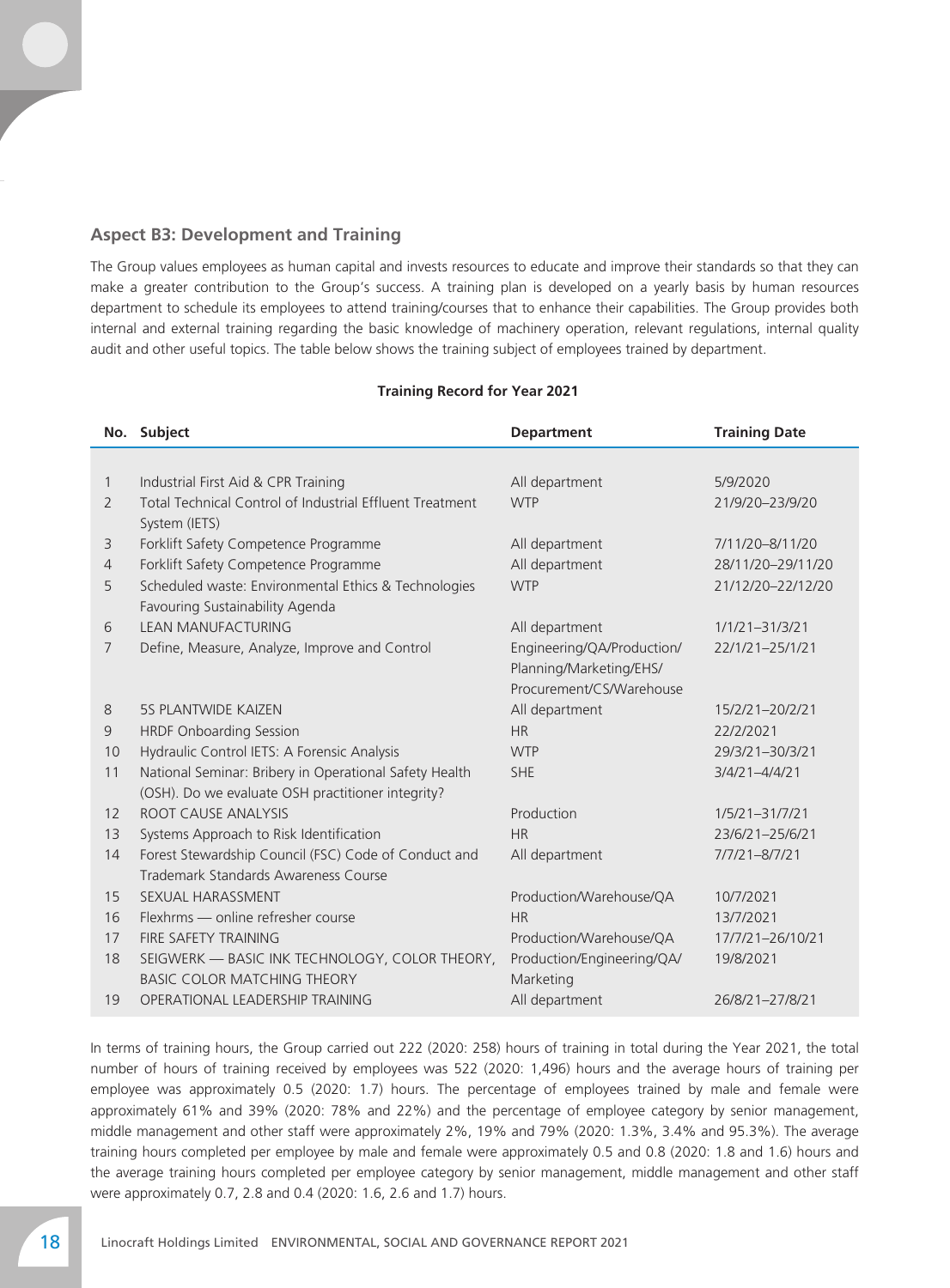### Aspect B3: Development and Training

The Group values employees as human capital and invests resources to educate and improve their standards so that they can make a greater contribution to the Group's success. A training plan is developed on a yearly basis by human resources department to schedule its employees to attend training/courses that to enhance their capabilities. The Group provides both internal and external training regarding the basic knowledge of machinery operation, relevant regulations, internal quality audit and other useful topics. The table below shows the training subject of employees trained by department.

**Training Record for Year 2021**

| No. | Subject | Department | Training Date |
|---|---|---|---|
| 1 | Industrial First Aid & CPR Training | All department | 5/9/2020 |
| 2 | Total Technical Control of Industrial Effluent Treatment System (IETS) | WTP | 21/9/20–23/9/20 |
| 3 | Forklift Safety Competence Programme | All department | 7/11/20–8/11/20 |
| 4 | Forklift Safety Competence Programme | All department | 28/11/20–29/11/20 |
| 5 | Scheduled waste: Environmental Ethics & Technologies Favouring Sustainability Agenda | WTP | 21/12/20–22/12/20 |
| 6 | LEAN MANUFACTURING | All department | 1/1/21–31/3/21 |
| 7 | Define, Measure, Analyze, Improve and Control | Engineering/QA/Production/ Planning/Marketing/EHS/ Procurement/CS/Warehouse | 22/1/21–25/1/21 |
| 8 | 5S PLANTWIDE KAIZEN | All department | 15/2/21–20/2/21 |
| 9 | HRDF Onboarding Session | HR | 22/2/2021 |
| 10 | Hydraulic Control IETS: A Forensic Analysis | WTP | 29/3/21–30/3/21 |
| 11 | National Seminar: Bribery in Operational Safety Health (OSH). Do we evaluate OSH practitioner integrity? | SHE | 3/4/21–4/4/21 |
| 12 | ROOT CAUSE ANALYSIS | Production | 1/5/21–31/7/21 |
| 13 | Systems Approach to Risk Identification | HR | 23/6/21–25/6/21 |
| 14 | Forest Stewardship Council (FSC) Code of Conduct and Trademark Standards Awareness Course | All department | 7/7/21–8/7/21 |
| 15 | SEXUAL HARASSMENT | Production/Warehouse/QA | 10/7/2021 |
| 16 | Flexhrms — online refresher course | HR | 13/7/2021 |
| 17 | FIRE SAFETY TRAINING | Production/Warehouse/QA | 17/7/21–26/10/21 |
| 18 | SEIGWERK — BASIC INK TECHNOLOGY, COLOR THEORY, BASIC COLOR MATCHING THEORY | Production/Engineering/QA/ Marketing | 19/8/2021 |
| 19 | OPERATIONAL LEADERSHIP TRAINING | All department | 26/8/21–27/8/21 |

In terms of training hours, the Group carried out 222 (2020: 258) hours of training in total during the Year 2021, the total number of hours of training received by employees was 522 (2020: 1,496) hours and the average hours of training per employee was approximately 0.5 (2020: 1.7) hours. The percentage of employees trained by male and female were approximately 61% and 39% (2020: 78% and 22%) and the percentage of employee category by senior management, middle management and other staff were approximately 2%, 19% and 79% (2020: 1.3%, 3.4% and 95.3%). The average training hours completed per employee by male and female were approximately 0.5 and 0.8 (2020: 1.8 and 1.6) hours and the average training hours completed per employee category by senior management, middle management and other staff were approximately 0.7, 2.8 and 0.4 (2020: 1.6, 2.6 and 1.7) hours.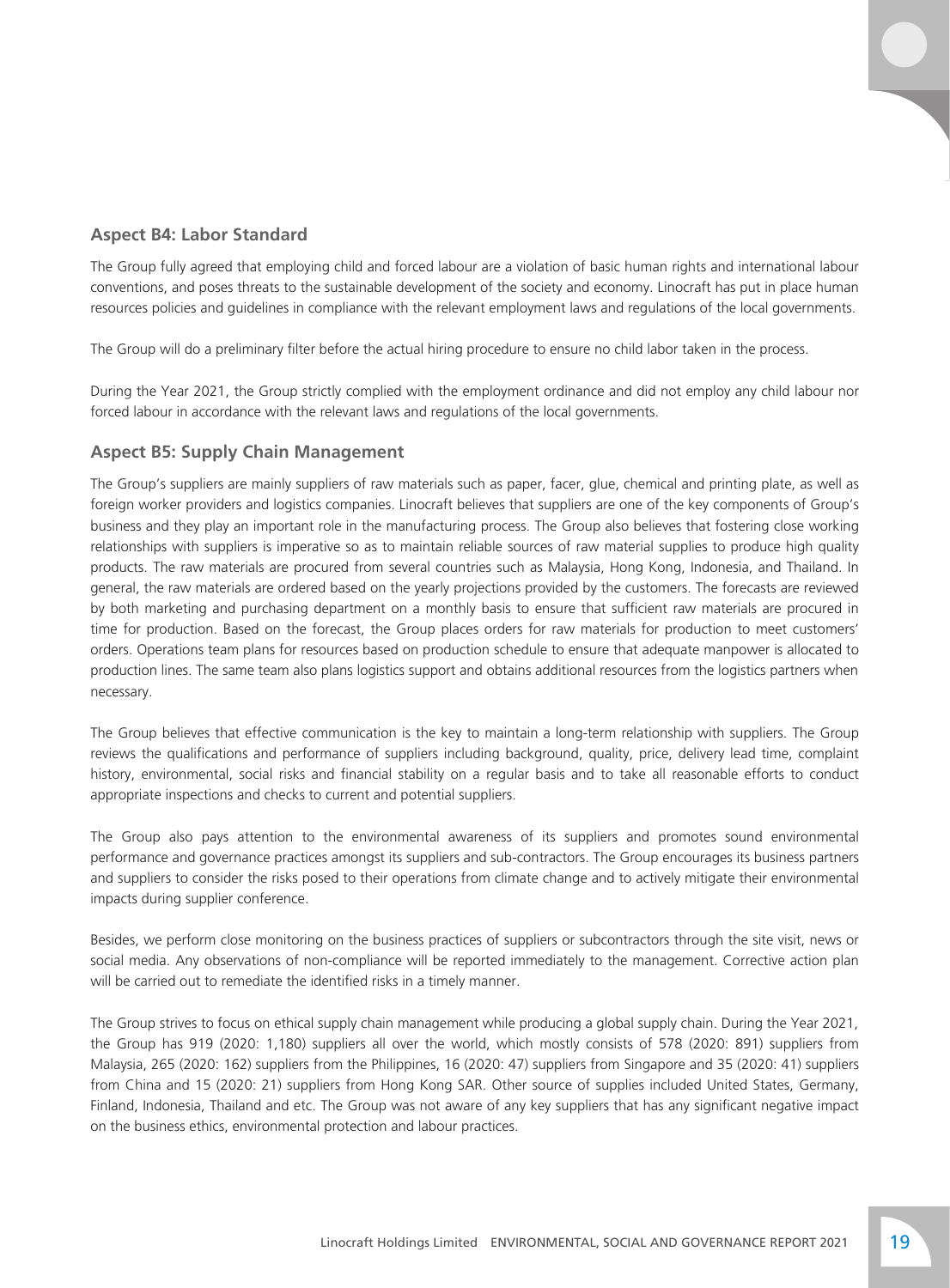### Aspect B4: Labor Standard

The Group fully agreed that employing child and forced labour are a violation of basic human rights and international labour conventions, and poses threats to the sustainable development of the society and economy. Linocraft has put in place human resources policies and guidelines in compliance with the relevant employment laws and regulations of the local governments.

The Group will do a preliminary filter before the actual hiring procedure to ensure no child labor taken in the process.

During the Year 2021, the Group strictly complied with the employment ordinance and did not employ any child labour nor forced labour in accordance with the relevant laws and regulations of the local governments.

### Aspect B5: Supply Chain Management

The Group's suppliers are mainly suppliers of raw materials such as paper, facer, glue, chemical and printing plate, as well as foreign worker providers and logistics companies. Linocraft believes that suppliers are one of the key components of Group's business and they play an important role in the manufacturing process. The Group also believes that fostering close working relationships with suppliers is imperative so as to maintain reliable sources of raw material supplies to produce high quality products. The raw materials are procured from several countries such as Malaysia, Hong Kong, Indonesia, and Thailand. In general, the raw materials are ordered based on the yearly projections provided by the customers. The forecasts are reviewed by both marketing and purchasing department on a monthly basis to ensure that sufficient raw materials are procured in time for production. Based on the forecast, the Group places orders for raw materials for production to meet customers' orders. Operations team plans for resources based on production schedule to ensure that adequate manpower is allocated to production lines. The same team also plans logistics support and obtains additional resources from the logistics partners when necessary.

The Group believes that effective communication is the key to maintain a long-term relationship with suppliers. The Group reviews the qualifications and performance of suppliers including background, quality, price, delivery lead time, complaint history, environmental, social risks and financial stability on a regular basis and to take all reasonable efforts to conduct appropriate inspections and checks to current and potential suppliers.

The Group also pays attention to the environmental awareness of its suppliers and promotes sound environmental performance and governance practices amongst its suppliers and sub-contractors. The Group encourages its business partners and suppliers to consider the risks posed to their operations from climate change and to actively mitigate their environmental impacts during supplier conference.

Besides, we perform close monitoring on the business practices of suppliers or subcontractors through the site visit, news or social media. Any observations of non-compliance will be reported immediately to the management. Corrective action plan will be carried out to remediate the identified risks in a timely manner.

The Group strives to focus on ethical supply chain management while producing a global supply chain. During the Year 2021, the Group has 919 (2020: 1,180) suppliers all over the world, which mostly consists of 578 (2020: 891) suppliers from Malaysia, 265 (2020: 162) suppliers from the Philippines, 16 (2020: 47) suppliers from Singapore and 35 (2020: 41) suppliers from China and 15 (2020: 21) suppliers from Hong Kong SAR. Other source of supplies included United States, Germany, Finland, Indonesia, Thailand and etc. The Group was not aware of any key suppliers that has any significant negative impact on the business ethics, environmental protection and labour practices.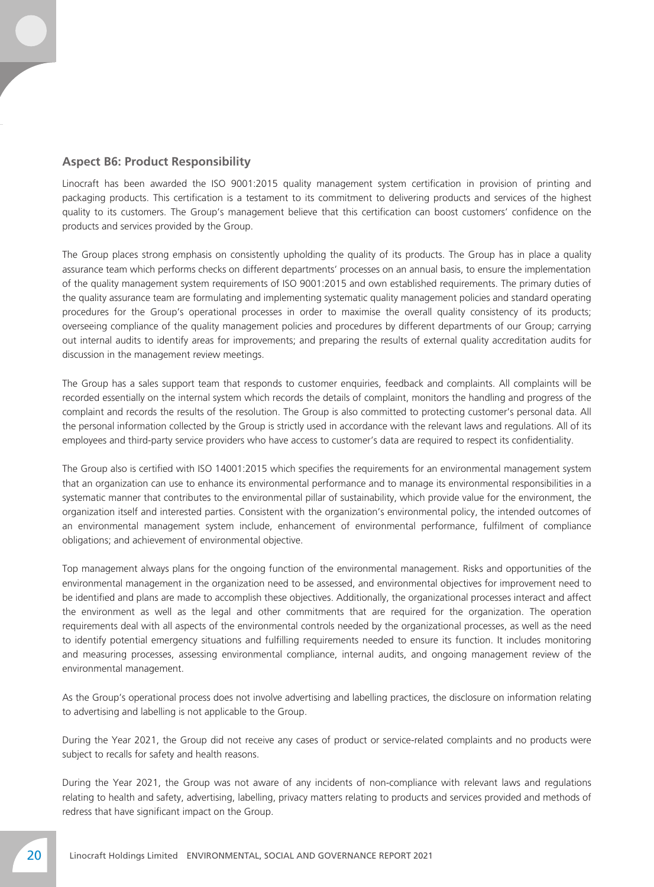### Aspect B6: Product Responsibility

Linocraft has been awarded the ISO 9001:2015 quality management system certification in provision of printing and packaging products. This certification is a testament to its commitment to delivering products and services of the highest quality to its customers. The Group's management believe that this certification can boost customers' confidence on the products and services provided by the Group.

The Group places strong emphasis on consistently upholding the quality of its products. The Group has in place a quality assurance team which performs checks on different departments' processes on an annual basis, to ensure the implementation of the quality management system requirements of ISO 9001:2015 and own established requirements. The primary duties of the quality assurance team are formulating and implementing systematic quality management policies and standard operating procedures for the Group's operational processes in order to maximise the overall quality consistency of its products; overseeing compliance of the quality management policies and procedures by different departments of our Group; carrying out internal audits to identify areas for improvements; and preparing the results of external quality accreditation audits for discussion in the management review meetings.

The Group has a sales support team that responds to customer enquiries, feedback and complaints. All complaints will be recorded essentially on the internal system which records the details of complaint, monitors the handling and progress of the complaint and records the results of the resolution. The Group is also committed to protecting customer's personal data. All the personal information collected by the Group is strictly used in accordance with the relevant laws and regulations. All of its employees and third-party service providers who have access to customer's data are required to respect its confidentiality.

The Group also is certified with ISO 14001:2015 which specifies the requirements for an environmental management system that an organization can use to enhance its environmental performance and to manage its environmental responsibilities in a systematic manner that contributes to the environmental pillar of sustainability, which provide value for the environment, the organization itself and interested parties. Consistent with the organization's environmental policy, the intended outcomes of an environmental management system include, enhancement of environmental performance, fulfilment of compliance obligations; and achievement of environmental objective.

Top management always plans for the ongoing function of the environmental management. Risks and opportunities of the environmental management in the organization need to be assessed, and environmental objectives for improvement need to be identified and plans are made to accomplish these objectives. Additionally, the organizational processes interact and affect the environment as well as the legal and other commitments that are required for the organization. The operation requirements deal with all aspects of the environmental controls needed by the organizational processes, as well as the need to identify potential emergency situations and fulfilling requirements needed to ensure its function. It includes monitoring and measuring processes, assessing environmental compliance, internal audits, and ongoing management review of the environmental management.

As the Group's operational process does not involve advertising and labelling practices, the disclosure on information relating to advertising and labelling is not applicable to the Group.

During the Year 2021, the Group did not receive any cases of product or service-related complaints and no products were subject to recalls for safety and health reasons.

During the Year 2021, the Group was not aware of any incidents of non-compliance with relevant laws and regulations relating to health and safety, advertising, labelling, privacy matters relating to products and services provided and methods of redress that have significant impact on the Group.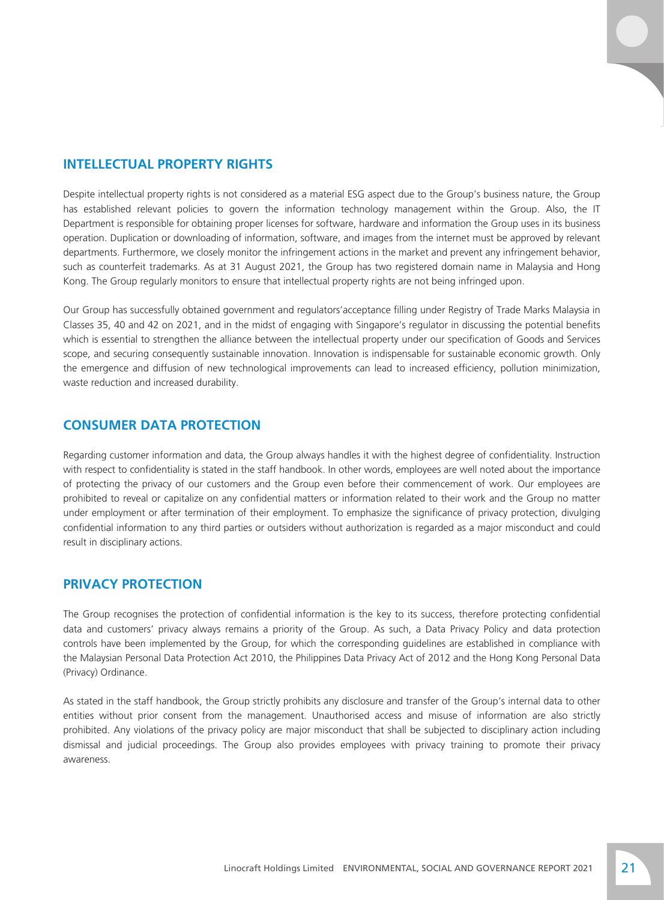## INTELLECTUAL PROPERTY RIGHTS

Despite intellectual property rights is not considered as a material ESG aspect due to the Group's business nature, the Group has established relevant policies to govern the information technology management within the Group. Also, the IT Department is responsible for obtaining proper licenses for software, hardware and information the Group uses in its business operation. Duplication or downloading of information, software, and images from the internet must be approved by relevant departments. Furthermore, we closely monitor the infringement actions in the market and prevent any infringement behavior, such as counterfeit trademarks. As at 31 August 2021, the Group has two registered domain name in Malaysia and Hong Kong. The Group regularly monitors to ensure that intellectual property rights are not being infringed upon.

Our Group has successfully obtained government and regulators'acceptance filling under Registry of Trade Marks Malaysia in Classes 35, 40 and 42 on 2021, and in the midst of engaging with Singapore's regulator in discussing the potential benefits which is essential to strengthen the alliance between the intellectual property under our specification of Goods and Services scope, and securing consequently sustainable innovation. Innovation is indispensable for sustainable economic growth. Only the emergence and diffusion of new technological improvements can lead to increased efficiency, pollution minimization, waste reduction and increased durability.

## CONSUMER DATA PROTECTION

Regarding customer information and data, the Group always handles it with the highest degree of confidentiality. Instruction with respect to confidentiality is stated in the staff handbook. In other words, employees are well noted about the importance of protecting the privacy of our customers and the Group even before their commencement of work. Our employees are prohibited to reveal or capitalize on any confidential matters or information related to their work and the Group no matter under employment or after termination of their employment. To emphasize the significance of privacy protection, divulging confidential information to any third parties or outsiders without authorization is regarded as a major misconduct and could result in disciplinary actions.

## PRIVACY PROTECTION

The Group recognises the protection of confidential information is the key to its success, therefore protecting confidential data and customers' privacy always remains a priority of the Group. As such, a Data Privacy Policy and data protection controls have been implemented by the Group, for which the corresponding guidelines are established in compliance with the Malaysian Personal Data Protection Act 2010, the Philippines Data Privacy Act of 2012 and the Hong Kong Personal Data (Privacy) Ordinance.

As stated in the staff handbook, the Group strictly prohibits any disclosure and transfer of the Group's internal data to other entities without prior consent from the management. Unauthorised access and misuse of information are also strictly prohibited. Any violations of the privacy policy are major misconduct that shall be subjected to disciplinary action including dismissal and judicial proceedings. The Group also provides employees with privacy training to promote their privacy awareness.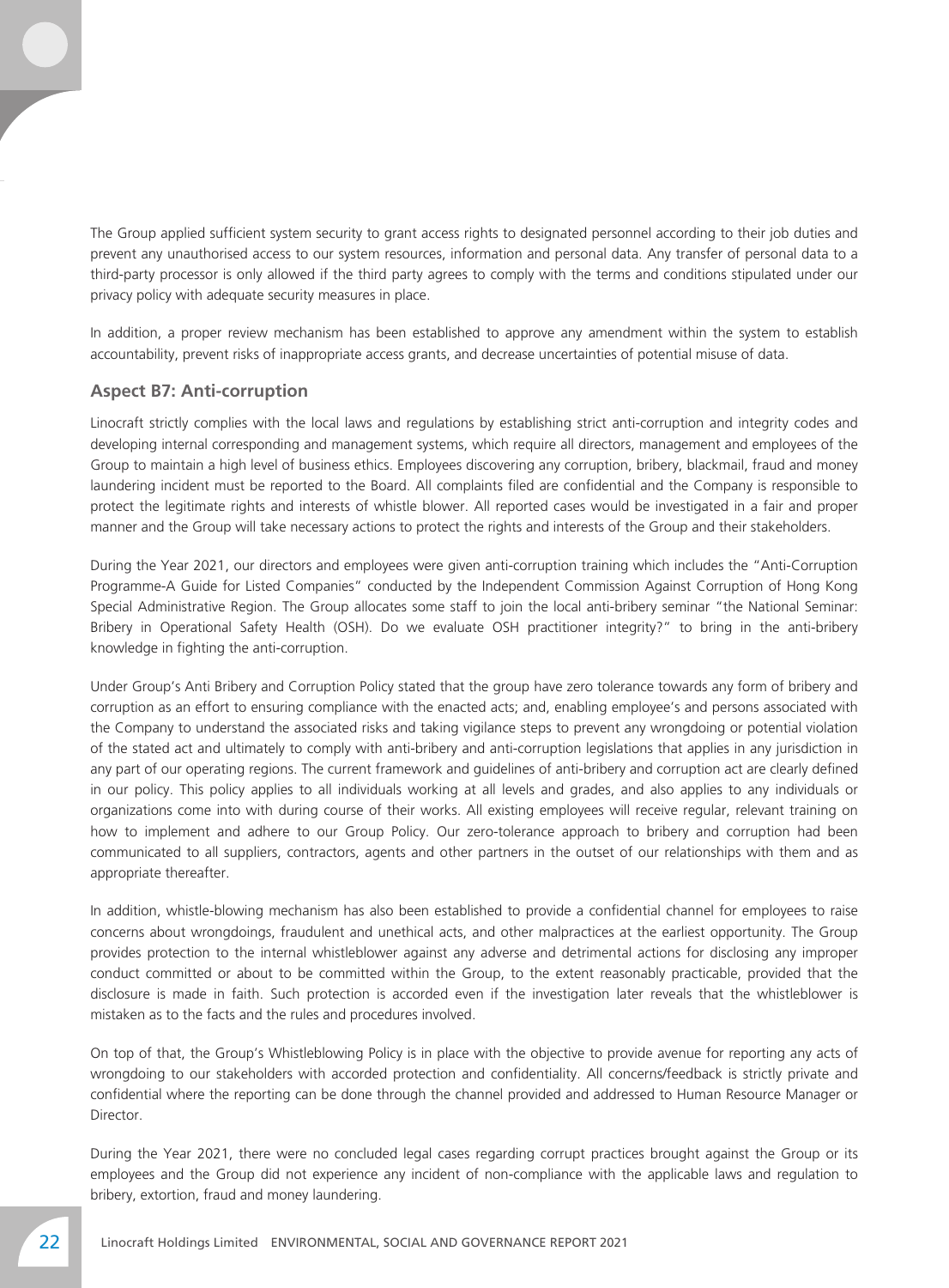The Group applied sufficient system security to grant access rights to designated personnel according to their job duties and prevent any unauthorised access to our system resources, information and personal data. Any transfer of personal data to a third-party processor is only allowed if the third party agrees to comply with the terms and conditions stipulated under our privacy policy with adequate security measures in place.

In addition, a proper review mechanism has been established to approve any amendment within the system to establish accountability, prevent risks of inappropriate access grants, and decrease uncertainties of potential misuse of data.

## Aspect B7: Anti-corruption

Linocraft strictly complies with the local laws and regulations by establishing strict anti-corruption and integrity codes and developing internal corresponding and management systems, which require all directors, management and employees of the Group to maintain a high level of business ethics. Employees discovering any corruption, bribery, blackmail, fraud and money laundering incident must be reported to the Board. All complaints filed are confidential and the Company is responsible to protect the legitimate rights and interests of whistle blower. All reported cases would be investigated in a fair and proper manner and the Group will take necessary actions to protect the rights and interests of the Group and their stakeholders.

During the Year 2021, our directors and employees were given anti-corruption training which includes the "Anti-Corruption Programme-A Guide for Listed Companies" conducted by the Independent Commission Against Corruption of Hong Kong Special Administrative Region. The Group allocates some staff to join the local anti-bribery seminar "the National Seminar: Bribery in Operational Safety Health (OSH). Do we evaluate OSH practitioner integrity?" to bring in the anti-bribery knowledge in fighting the anti-corruption.

Under Group's Anti Bribery and Corruption Policy stated that the group have zero tolerance towards any form of bribery and corruption as an effort to ensuring compliance with the enacted acts; and, enabling employee's and persons associated with the Company to understand the associated risks and taking vigilance steps to prevent any wrongdoing or potential violation of the stated act and ultimately to comply with anti-bribery and anti-corruption legislations that applies in any jurisdiction in any part of our operating regions. The current framework and guidelines of anti-bribery and corruption act are clearly defined in our policy. This policy applies to all individuals working at all levels and grades, and also applies to any individuals or organizations come into with during course of their works. All existing employees will receive regular, relevant training on how to implement and adhere to our Group Policy. Our zero-tolerance approach to bribery and corruption had been communicated to all suppliers, contractors, agents and other partners in the outset of our relationships with them and as appropriate thereafter.

In addition, whistle-blowing mechanism has also been established to provide a confidential channel for employees to raise concerns about wrongdoings, fraudulent and unethical acts, and other malpractices at the earliest opportunity. The Group provides protection to the internal whistleblower against any adverse and detrimental actions for disclosing any improper conduct committed or about to be committed within the Group, to the extent reasonably practicable, provided that the disclosure is made in faith. Such protection is accorded even if the investigation later reveals that the whistleblower is mistaken as to the facts and the rules and procedures involved.

On top of that, the Group's Whistleblowing Policy is in place with the objective to provide avenue for reporting any acts of wrongdoing to our stakeholders with accorded protection and confidentiality. All concerns/feedback is strictly private and confidential where the reporting can be done through the channel provided and addressed to Human Resource Manager or Director.

During the Year 2021, there were no concluded legal cases regarding corrupt practices brought against the Group or its employees and the Group did not experience any incident of non-compliance with the applicable laws and regulation to bribery, extortion, fraud and money laundering.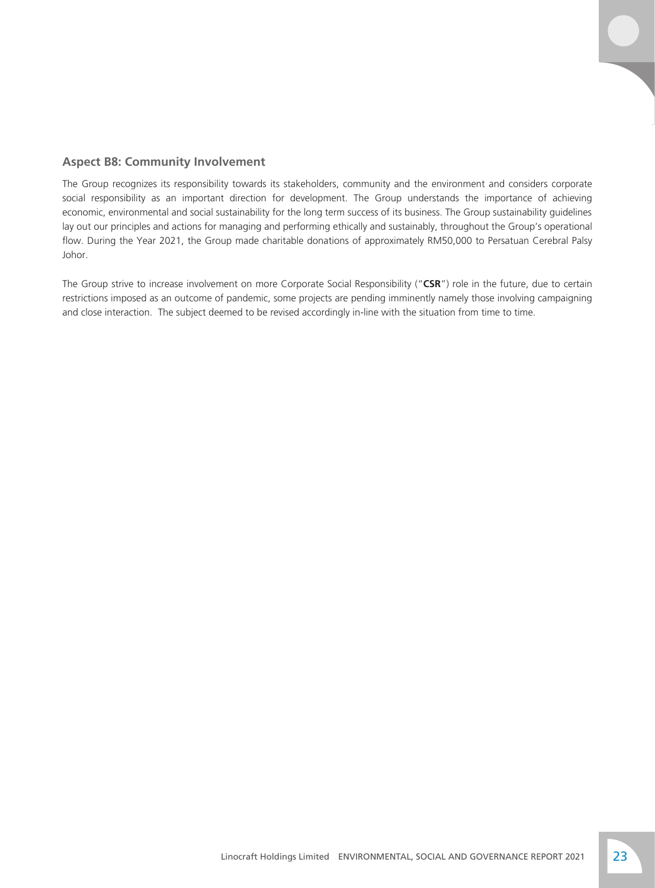### Aspect B8: Community Involvement

The Group recognizes its responsibility towards its stakeholders, community and the environment and considers corporate social responsibility as an important direction for development. The Group understands the importance of achieving economic, environmental and social sustainability for the long term success of its business. The Group sustainability guidelines lay out our principles and actions for managing and performing ethically and sustainably, throughout the Group's operational flow. During the Year 2021, the Group made charitable donations of approximately RM50,000 to Persatuan Cerebral Palsy Johor.

The Group strive to increase involvement on more Corporate Social Responsibility ("**CSR**") role in the future, due to certain restrictions imposed as an outcome of pandemic, some projects are pending imminently namely those involving campaigning and close interaction. The subject deemed to be revised accordingly in-line with the situation from time to time.